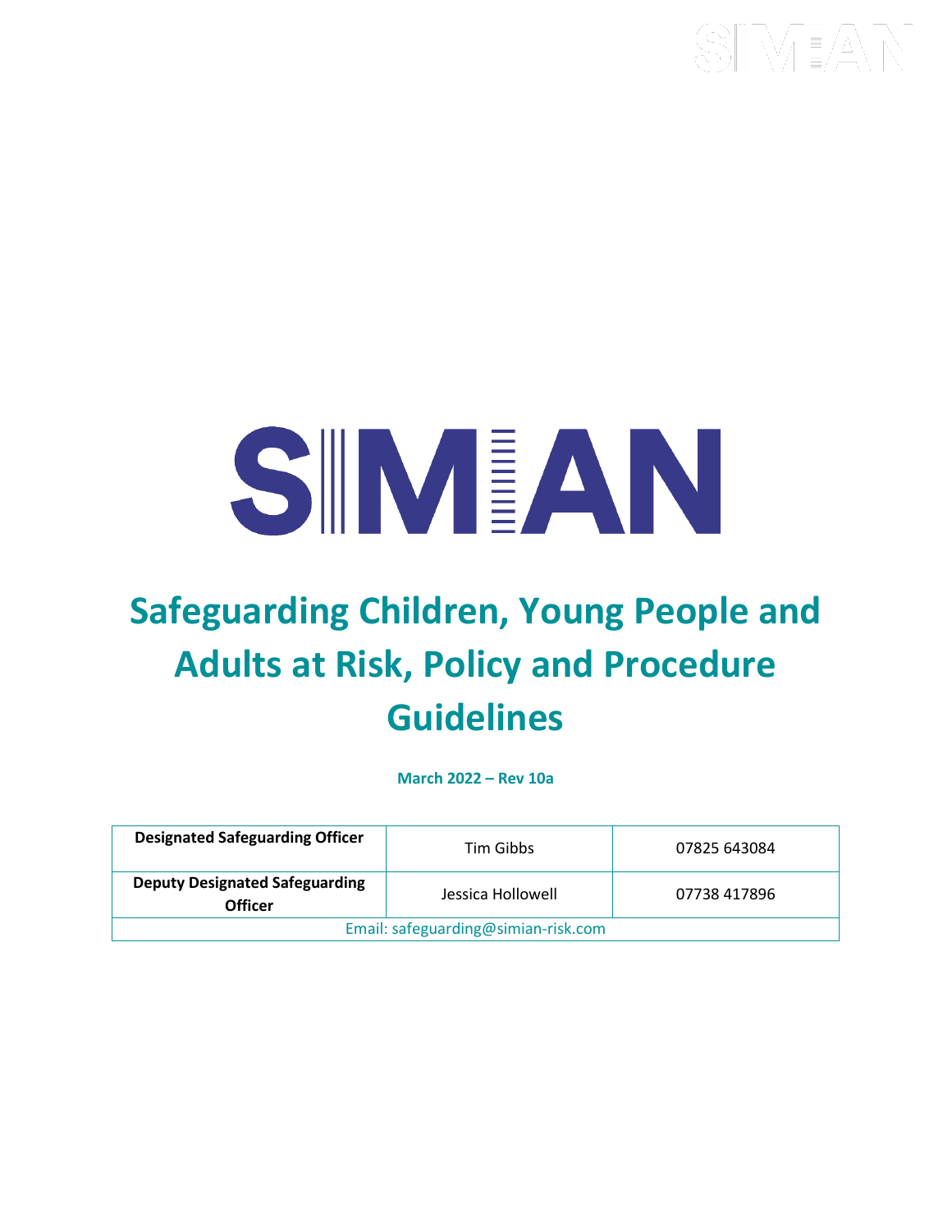SIMIAN

# Safeguarding Children, Young People and Adults at Risk, Policy and Procedure Guidelines

**March 2022 – Rev 10a**

| Designated Safeguarding Officer | Tim Gibbs | 07825 643084 |
|---|---|---|
| **Deputy Designated Safeguarding Officer** | Jessica Hollowell | 07738 417896 |
| Email: safeguarding@simian-risk.com | | |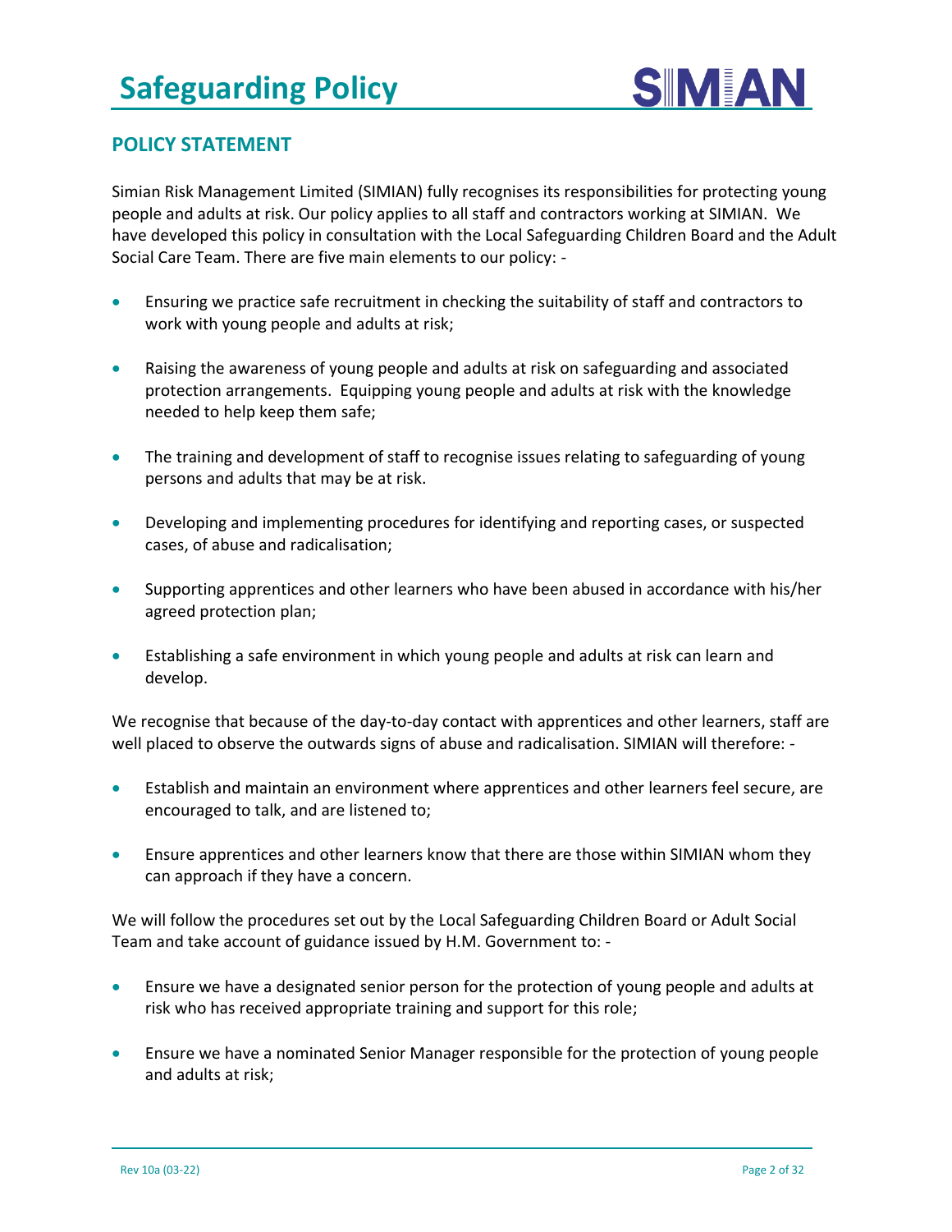# Safeguarding Policy

## POLICY STATEMENT

Simian Risk Management Limited (SIMIAN) fully recognises its responsibilities for protecting young people and adults at risk. Our policy applies to all staff and contractors working at SIMIAN. We have developed this policy in consultation with the Local Safeguarding Children Board and the Adult Social Care Team. There are five main elements to our policy: -

- Ensuring we practice safe recruitment in checking the suitability of staff and contractors to work with young people and adults at risk;
- Raising the awareness of young people and adults at risk on safeguarding and associated protection arrangements. Equipping young people and adults at risk with the knowledge needed to help keep them safe;
- The training and development of staff to recognise issues relating to safeguarding of young persons and adults that may be at risk.
- Developing and implementing procedures for identifying and reporting cases, or suspected cases, of abuse and radicalisation;
- Supporting apprentices and other learners who have been abused in accordance with his/her agreed protection plan;
- Establishing a safe environment in which young people and adults at risk can learn and develop.

We recognise that because of the day-to-day contact with apprentices and other learners, staff are well placed to observe the outwards signs of abuse and radicalisation. SIMIAN will therefore: -

- Establish and maintain an environment where apprentices and other learners feel secure, are encouraged to talk, and are listened to;
- Ensure apprentices and other learners know that there are those within SIMIAN whom they can approach if they have a concern.

We will follow the procedures set out by the Local Safeguarding Children Board or Adult Social Team and take account of guidance issued by H.M. Government to: -

- Ensure we have a designated senior person for the protection of young people and adults at risk who has received appropriate training and support for this role;
- Ensure we have a nominated Senior Manager responsible for the protection of young people and adults at risk;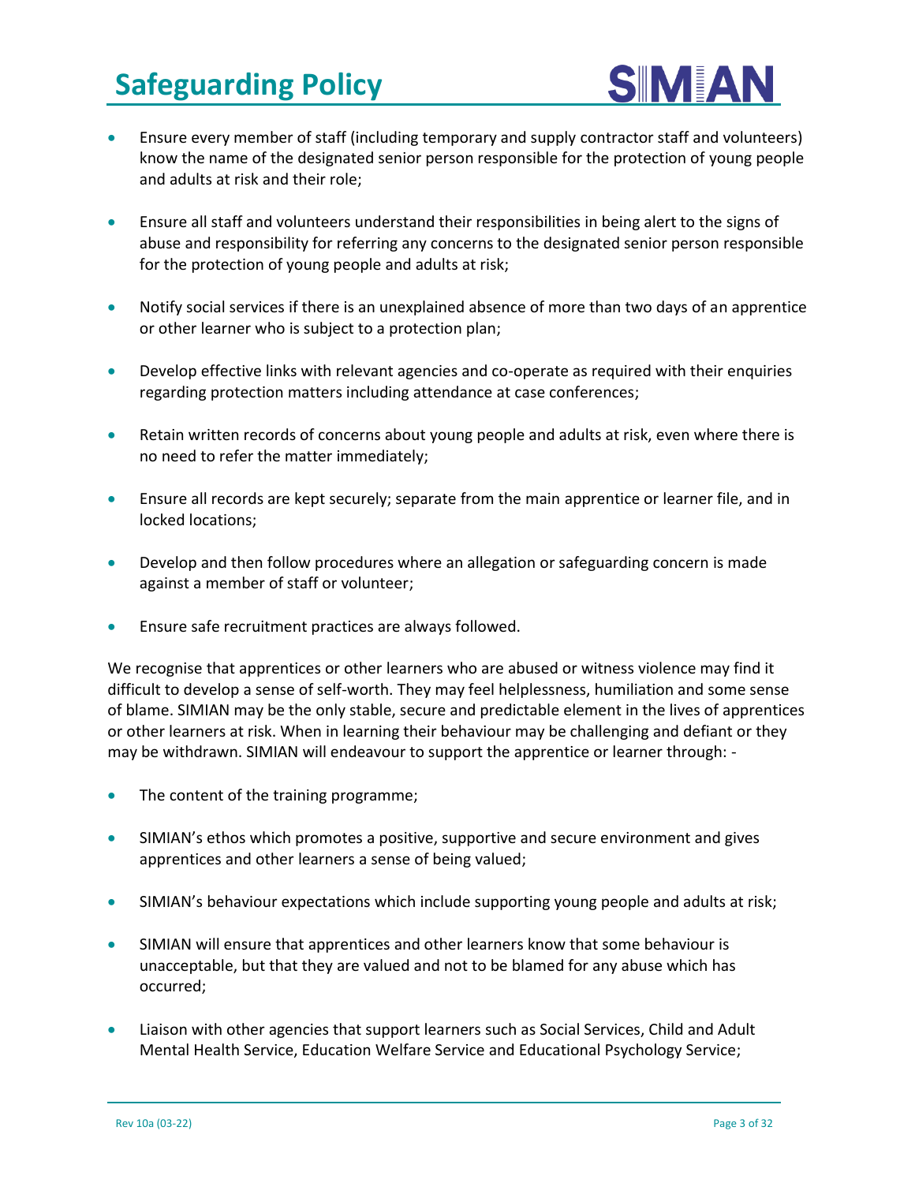- Ensure every member of staff (including temporary and supply contractor staff and volunteers) know the name of the designated senior person responsible for the protection of young people and adults at risk and their role;
- Ensure all staff and volunteers understand their responsibilities in being alert to the signs of abuse and responsibility for referring any concerns to the designated senior person responsible for the protection of young people and adults at risk;
- Notify social services if there is an unexplained absence of more than two days of an apprentice or other learner who is subject to a protection plan;
- Develop effective links with relevant agencies and co-operate as required with their enquiries regarding protection matters including attendance at case conferences;
- Retain written records of concerns about young people and adults at risk, even where there is no need to refer the matter immediately;
- Ensure all records are kept securely; separate from the main apprentice or learner file, and in locked locations;
- Develop and then follow procedures where an allegation or safeguarding concern is made against a member of staff or volunteer;
- Ensure safe recruitment practices are always followed.

We recognise that apprentices or other learners who are abused or witness violence may find it difficult to develop a sense of self-worth. They may feel helplessness, humiliation and some sense of blame. SIMIAN may be the only stable, secure and predictable element in the lives of apprentices or other learners at risk. When in learning their behaviour may be challenging and defiant or they may be withdrawn. SIMIAN will endeavour to support the apprentice or learner through: -

- The content of the training programme;
- SIMIAN's ethos which promotes a positive, supportive and secure environment and gives apprentices and other learners a sense of being valued;
- SIMIAN's behaviour expectations which include supporting young people and adults at risk;
- SIMIAN will ensure that apprentices and other learners know that some behaviour is unacceptable, but that they are valued and not to be blamed for any abuse which has occurred;
- Liaison with other agencies that support learners such as Social Services, Child and Adult Mental Health Service, Education Welfare Service and Educational Psychology Service;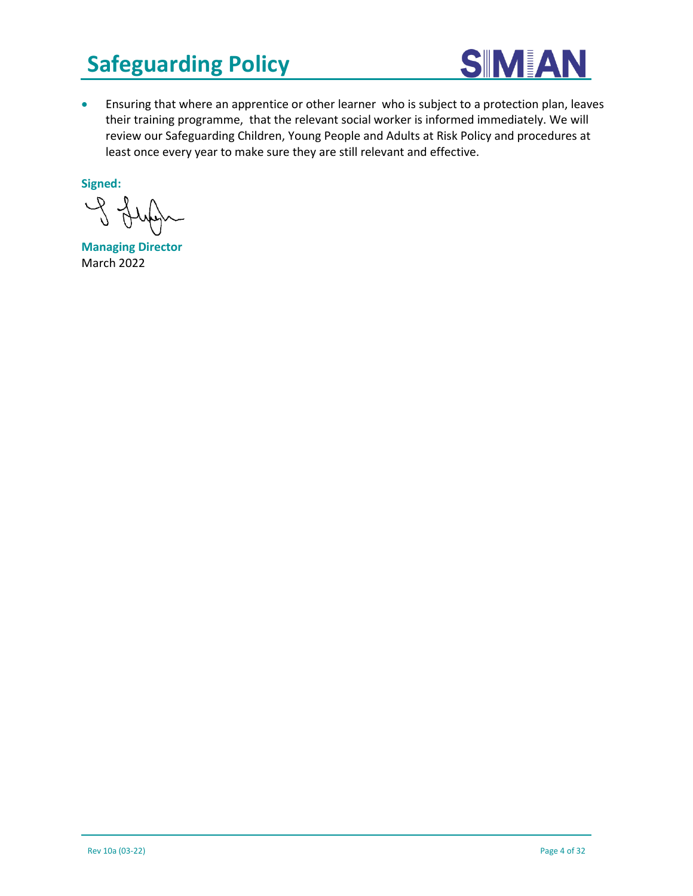- Ensuring that where an apprentice or other learner who is subject to a protection plan, leaves their training programme, that the relevant social worker is informed immediately. We will review our Safeguarding Children, Young People and Adults at Risk Policy and procedures at least once every year to make sure they are still relevant and effective.

**Signed:**

**Managing Director**
March 2022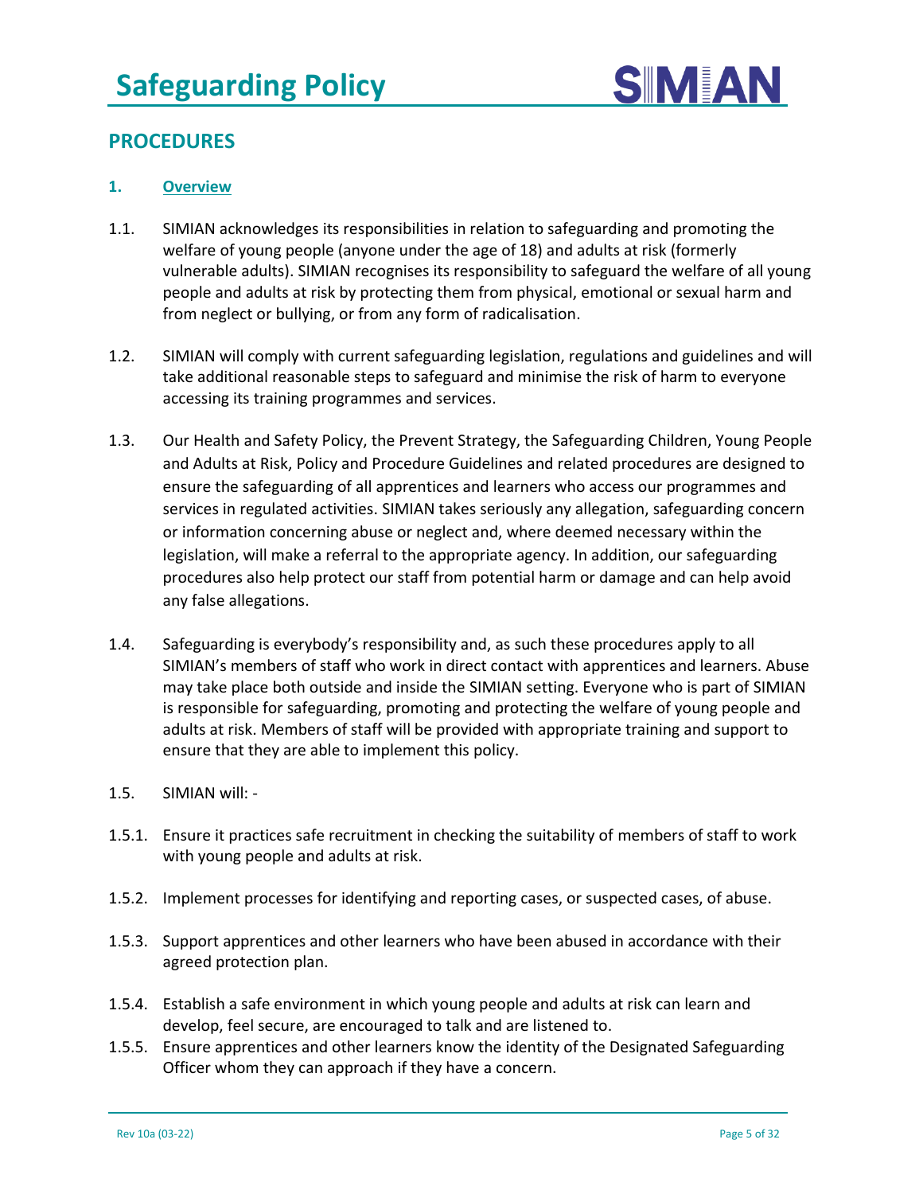## PROCEDURES

### 1. Overview

1.1. SIMIAN acknowledges its responsibilities in relation to safeguarding and promoting the welfare of young people (anyone under the age of 18) and adults at risk (formerly vulnerable adults). SIMIAN recognises its responsibility to safeguard the welfare of all young people and adults at risk by protecting them from physical, emotional or sexual harm and from neglect or bullying, or from any form of radicalisation.

1.2. SIMIAN will comply with current safeguarding legislation, regulations and guidelines and will take additional reasonable steps to safeguard and minimise the risk of harm to everyone accessing its training programmes and services.

1.3. Our Health and Safety Policy, the Prevent Strategy, the Safeguarding Children, Young People and Adults at Risk, Policy and Procedure Guidelines and related procedures are designed to ensure the safeguarding of all apprentices and learners who access our programmes and services in regulated activities. SIMIAN takes seriously any allegation, safeguarding concern or information concerning abuse or neglect and, where deemed necessary within the legislation, will make a referral to the appropriate agency. In addition, our safeguarding procedures also help protect our staff from potential harm or damage and can help avoid any false allegations.

1.4. Safeguarding is everybody's responsibility and, as such these procedures apply to all SIMIAN's members of staff who work in direct contact with apprentices and learners. Abuse may take place both outside and inside the SIMIAN setting. Everyone who is part of SIMIAN is responsible for safeguarding, promoting and protecting the welfare of young people and adults at risk. Members of staff will be provided with appropriate training and support to ensure that they are able to implement this policy.

1.5. SIMIAN will: -

1.5.1. Ensure it practices safe recruitment in checking the suitability of members of staff to work with young people and adults at risk.

1.5.2. Implement processes for identifying and reporting cases, or suspected cases, of abuse.

1.5.3. Support apprentices and other learners who have been abused in accordance with their agreed protection plan.

1.5.4. Establish a safe environment in which young people and adults at risk can learn and develop, feel secure, are encouraged to talk and are listened to.

1.5.5. Ensure apprentices and other learners know the identity of the Designated Safeguarding Officer whom they can approach if they have a concern.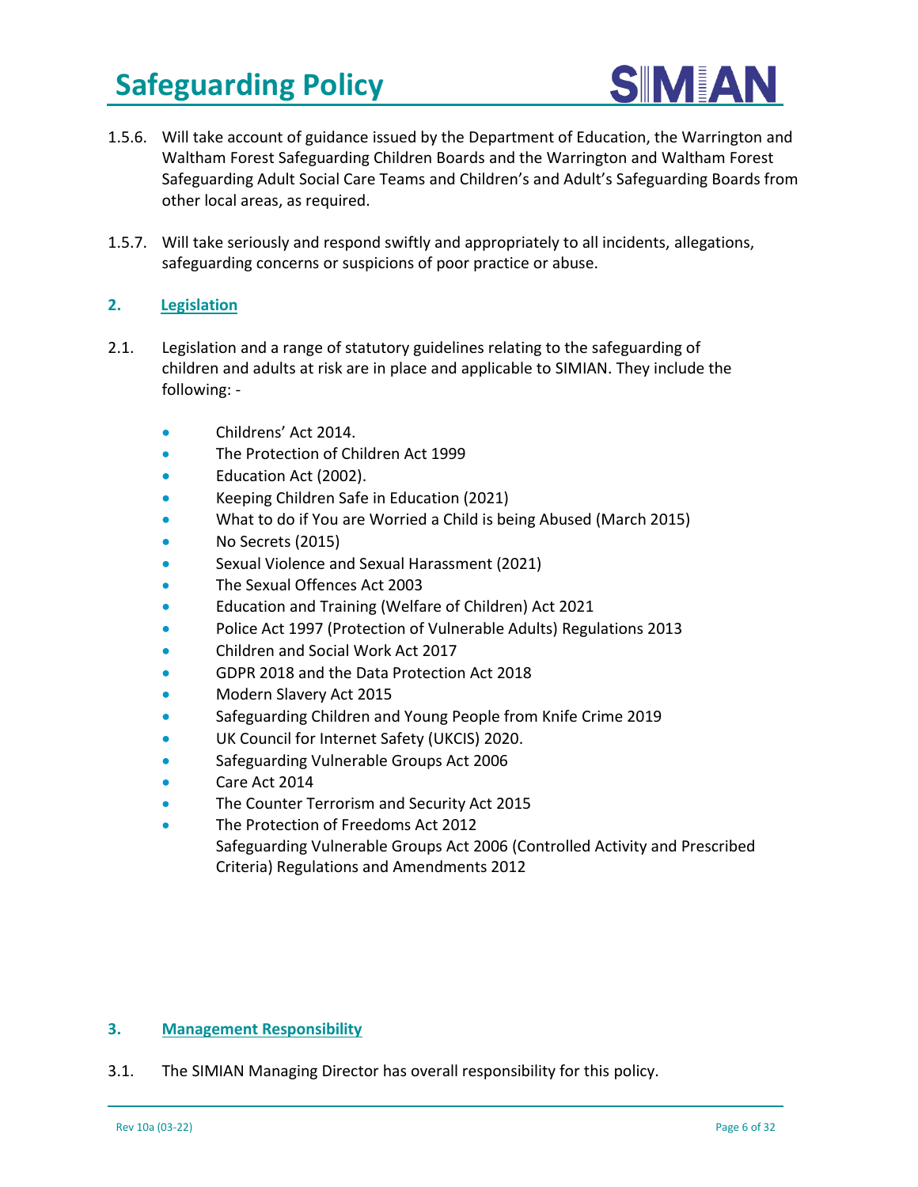1.5.6. Will take account of guidance issued by the Department of Education, the Warrington and Waltham Forest Safeguarding Children Boards and the Warrington and Waltham Forest Safeguarding Adult Social Care Teams and Children's and Adult's Safeguarding Boards from other local areas, as required.

1.5.7. Will take seriously and respond swiftly and appropriately to all incidents, allegations, safeguarding concerns or suspicions of poor practice or abuse.

## 2. Legislation

2.1. Legislation and a range of statutory guidelines relating to the safeguarding of children and adults at risk are in place and applicable to SIMIAN. They include the following: -

- Childrens' Act 2014.
- The Protection of Children Act 1999
- Education Act (2002).
- Keeping Children Safe in Education (2021)
- What to do if You are Worried a Child is being Abused (March 2015)
- No Secrets (2015)
- Sexual Violence and Sexual Harassment (2021)
- The Sexual Offences Act 2003
- Education and Training (Welfare of Children) Act 2021
- Police Act 1997 (Protection of Vulnerable Adults) Regulations 2013
- Children and Social Work Act 2017
- GDPR 2018 and the Data Protection Act 2018
- Modern Slavery Act 2015
- Safeguarding Children and Young People from Knife Crime 2019
- UK Council for Internet Safety (UKCIS) 2020.
- Safeguarding Vulnerable Groups Act 2006
- Care Act 2014
- The Counter Terrorism and Security Act 2015
- The Protection of Freedoms Act 2012
  Safeguarding Vulnerable Groups Act 2006 (Controlled Activity and Prescribed Criteria) Regulations and Amendments 2012

## 3. Management Responsibility

3.1. The SIMIAN Managing Director has overall responsibility for this policy.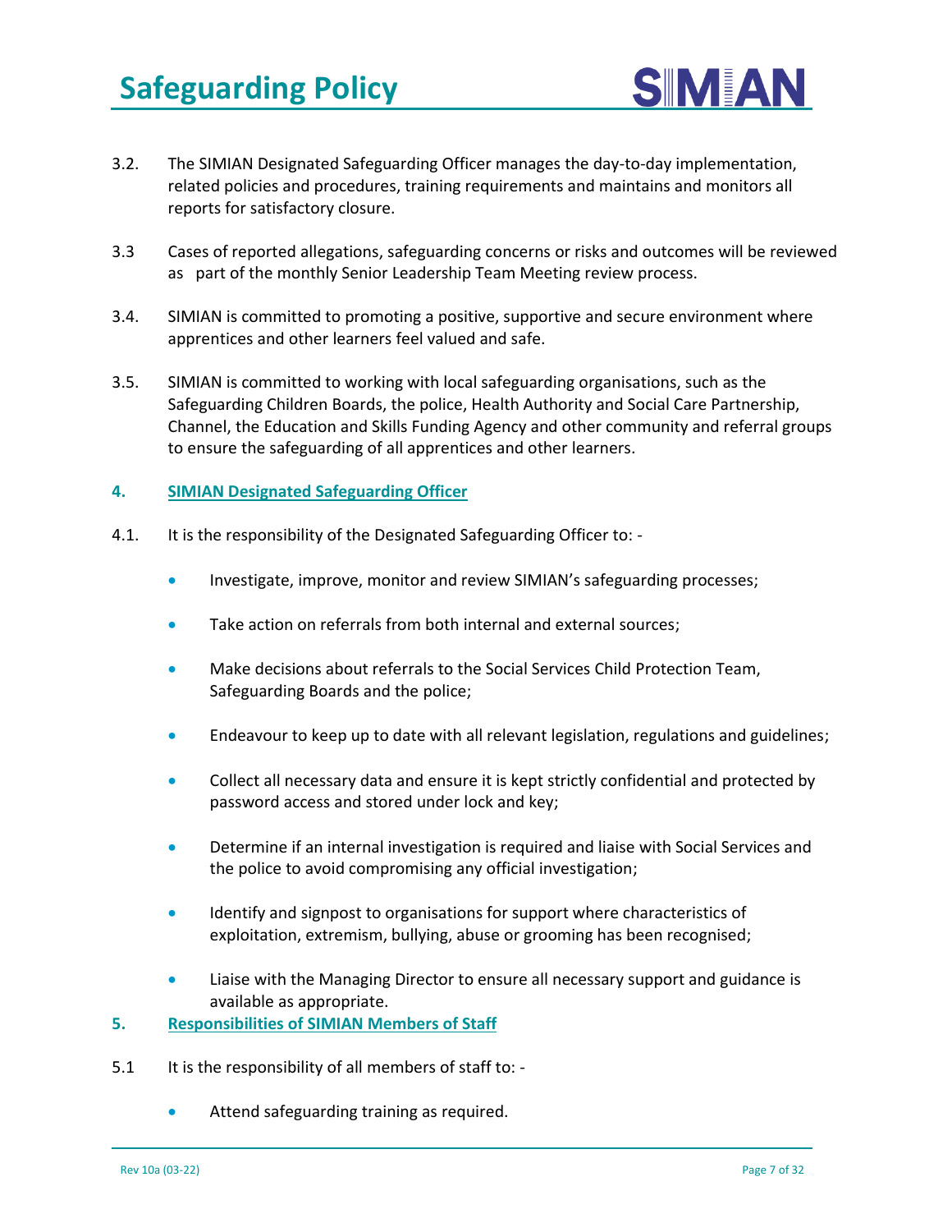3.2. The SIMIAN Designated Safeguarding Officer manages the day-to-day implementation, related policies and procedures, training requirements and maintains and monitors all reports for satisfactory closure.

3.3 Cases of reported allegations, safeguarding concerns or risks and outcomes will be reviewed as part of the monthly Senior Leadership Team Meeting review process.

3.4. SIMIAN is committed to promoting a positive, supportive and secure environment where apprentices and other learners feel valued and safe.

3.5. SIMIAN is committed to working with local safeguarding organisations, such as the Safeguarding Children Boards, the police, Health Authority and Social Care Partnership, Channel, the Education and Skills Funding Agency and other community and referral groups to ensure the safeguarding of all apprentices and other learners.

## 4. SIMIAN Designated Safeguarding Officer

4.1. It is the responsibility of the Designated Safeguarding Officer to: -

- Investigate, improve, monitor and review SIMIAN's safeguarding processes;
- Take action on referrals from both internal and external sources;
- Make decisions about referrals to the Social Services Child Protection Team, Safeguarding Boards and the police;
- Endeavour to keep up to date with all relevant legislation, regulations and guidelines;
- Collect all necessary data and ensure it is kept strictly confidential and protected by password access and stored under lock and key;
- Determine if an internal investigation is required and liaise with Social Services and the police to avoid compromising any official investigation;
- Identify and signpost to organisations for support where characteristics of exploitation, extremism, bullying, abuse or grooming has been recognised;
- Liaise with the Managing Director to ensure all necessary support and guidance is available as appropriate.

## 5. Responsibilities of SIMIAN Members of Staff

5.1 It is the responsibility of all members of staff to: -

- Attend safeguarding training as required.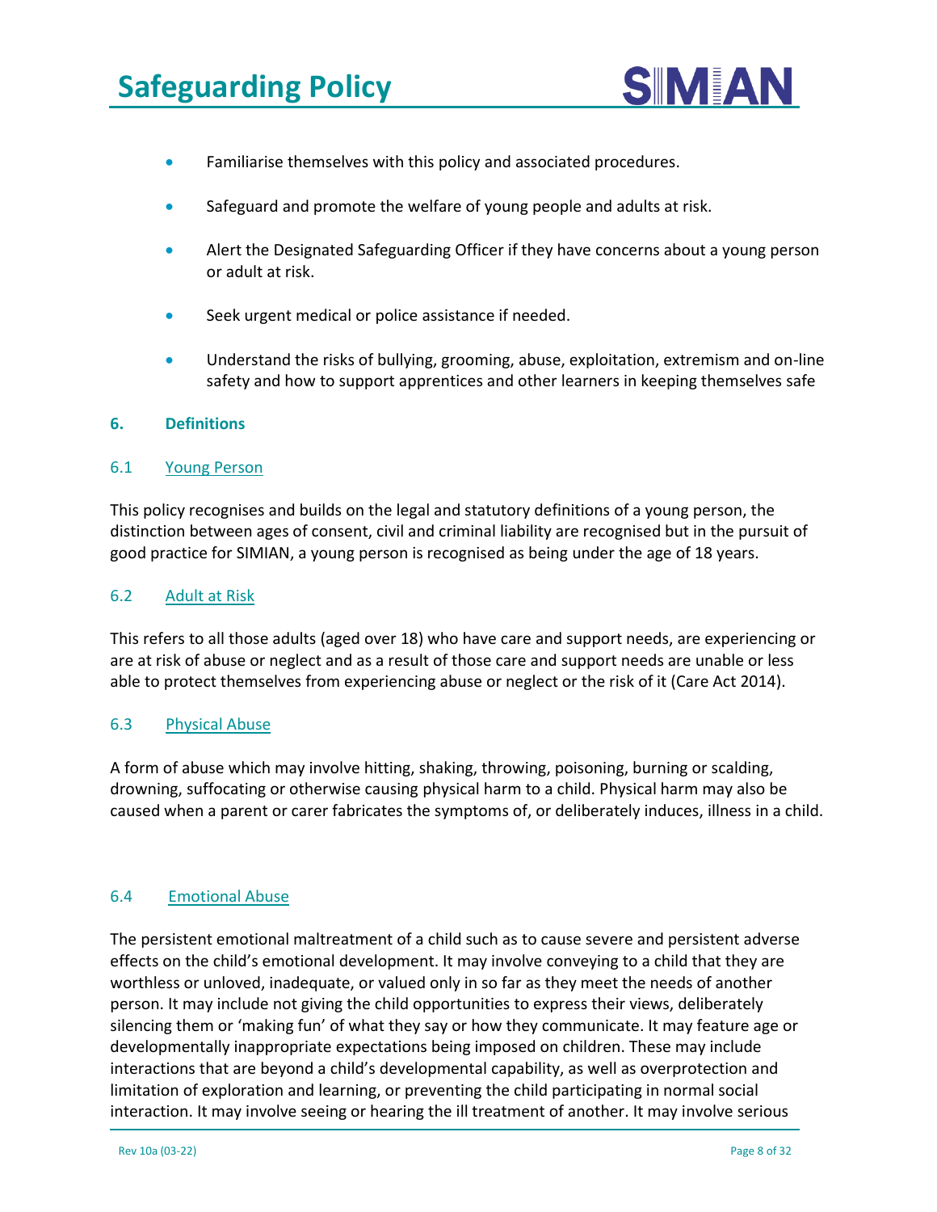- Familiarise themselves with this policy and associated procedures.
- Safeguard and promote the welfare of young people and adults at risk.
- Alert the Designated Safeguarding Officer if they have concerns about a young person or adult at risk.
- Seek urgent medical or police assistance if needed.
- Understand the risks of bullying, grooming, abuse, exploitation, extremism and on-line safety and how to support apprentices and other learners in keeping themselves safe

## 6. Definitions

### 6.1 Young Person

This policy recognises and builds on the legal and statutory definitions of a young person, the distinction between ages of consent, civil and criminal liability are recognised but in the pursuit of good practice for SIMIAN, a young person is recognised as being under the age of 18 years.

### 6.2 Adult at Risk

This refers to all those adults (aged over 18) who have care and support needs, are experiencing or are at risk of abuse or neglect and as a result of those care and support needs are unable or less able to protect themselves from experiencing abuse or neglect or the risk of it (Care Act 2014).

### 6.3 Physical Abuse

A form of abuse which may involve hitting, shaking, throwing, poisoning, burning or scalding, drowning, suffocating or otherwise causing physical harm to a child. Physical harm may also be caused when a parent or carer fabricates the symptoms of, or deliberately induces, illness in a child.

### 6.4 Emotional Abuse

The persistent emotional maltreatment of a child such as to cause severe and persistent adverse effects on the child's emotional development. It may involve conveying to a child that they are worthless or unloved, inadequate, or valued only in so far as they meet the needs of another person. It may include not giving the child opportunities to express their views, deliberately silencing them or 'making fun' of what they say or how they communicate. It may feature age or developmentally inappropriate expectations being imposed on children. These may include interactions that are beyond a child's developmental capability, as well as overprotection and limitation of exploration and learning, or preventing the child participating in normal social interaction. It may involve seeing or hearing the ill treatment of another. It may involve serious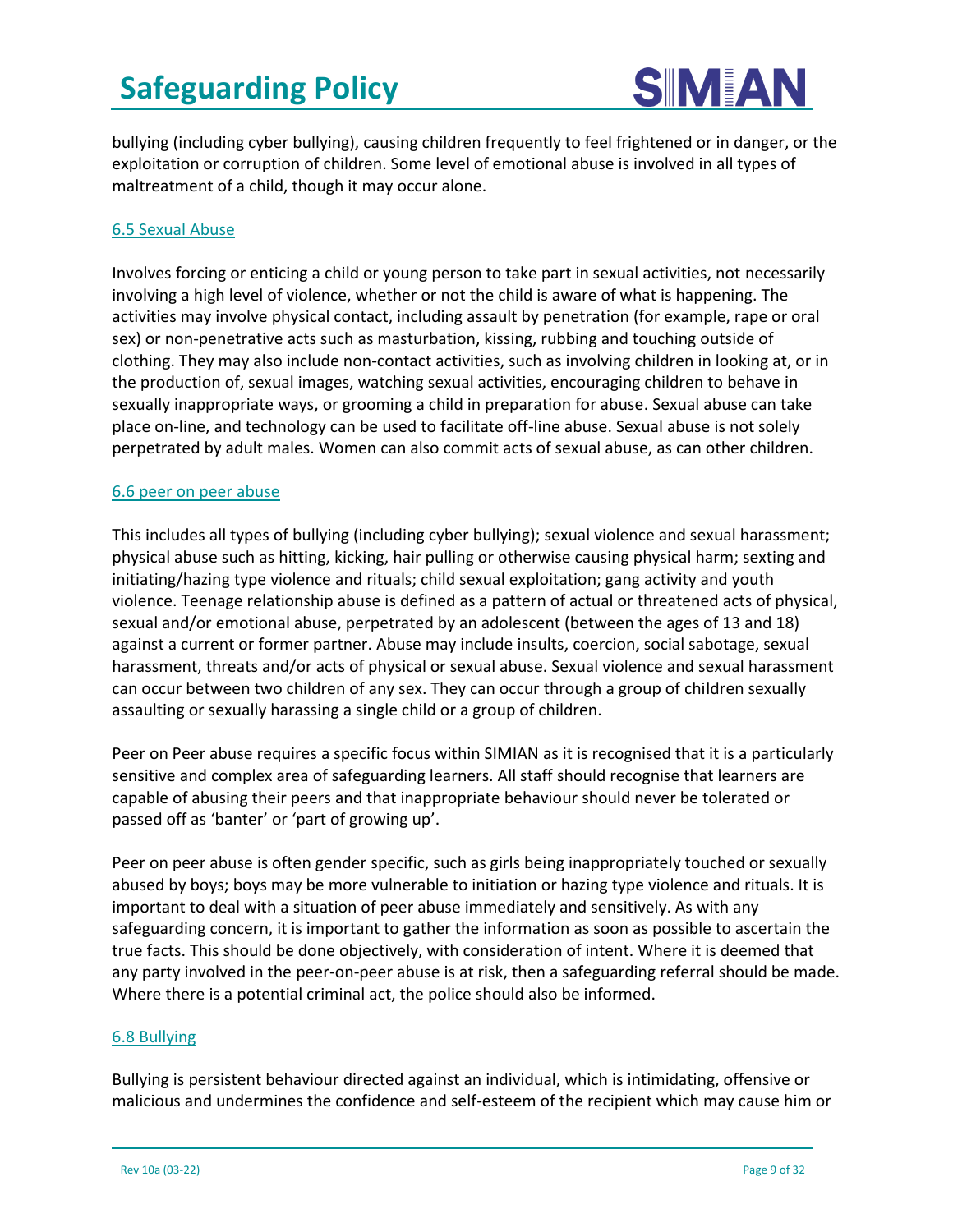bullying (including cyber bullying), causing children frequently to feel frightened or in danger, or the exploitation or corruption of children. Some level of emotional abuse is involved in all types of maltreatment of a child, though it may occur alone.

### 6.5 Sexual Abuse

Involves forcing or enticing a child or young person to take part in sexual activities, not necessarily involving a high level of violence, whether or not the child is aware of what is happening. The activities may involve physical contact, including assault by penetration (for example, rape or oral sex) or non-penetrative acts such as masturbation, kissing, rubbing and touching outside of clothing. They may also include non-contact activities, such as involving children in looking at, or in the production of, sexual images, watching sexual activities, encouraging children to behave in sexually inappropriate ways, or grooming a child in preparation for abuse. Sexual abuse can take place on-line, and technology can be used to facilitate off-line abuse. Sexual abuse is not solely perpetrated by adult males. Women can also commit acts of sexual abuse, as can other children.

### 6.6 peer on peer abuse

This includes all types of bullying (including cyber bullying); sexual violence and sexual harassment; physical abuse such as hitting, kicking, hair pulling or otherwise causing physical harm; sexting and initiating/hazing type violence and rituals; child sexual exploitation; gang activity and youth violence. Teenage relationship abuse is defined as a pattern of actual or threatened acts of physical, sexual and/or emotional abuse, perpetrated by an adolescent (between the ages of 13 and 18) against a current or former partner. Abuse may include insults, coercion, social sabotage, sexual harassment, threats and/or acts of physical or sexual abuse. Sexual violence and sexual harassment can occur between two children of any sex. They can occur through a group of children sexually assaulting or sexually harassing a single child or a group of children.

Peer on Peer abuse requires a specific focus within SIMIAN as it is recognised that it is a particularly sensitive and complex area of safeguarding learners. All staff should recognise that learners are capable of abusing their peers and that inappropriate behaviour should never be tolerated or passed off as 'banter' or 'part of growing up'.

Peer on peer abuse is often gender specific, such as girls being inappropriately touched or sexually abused by boys; boys may be more vulnerable to initiation or hazing type violence and rituals. It is important to deal with a situation of peer abuse immediately and sensitively. As with any safeguarding concern, it is important to gather the information as soon as possible to ascertain the true facts. This should be done objectively, with consideration of intent. Where it is deemed that any party involved in the peer-on-peer abuse is at risk, then a safeguarding referral should be made. Where there is a potential criminal act, the police should also be informed.

### 6.8 Bullying

Bullying is persistent behaviour directed against an individual, which is intimidating, offensive or malicious and undermines the confidence and self-esteem of the recipient which may cause him or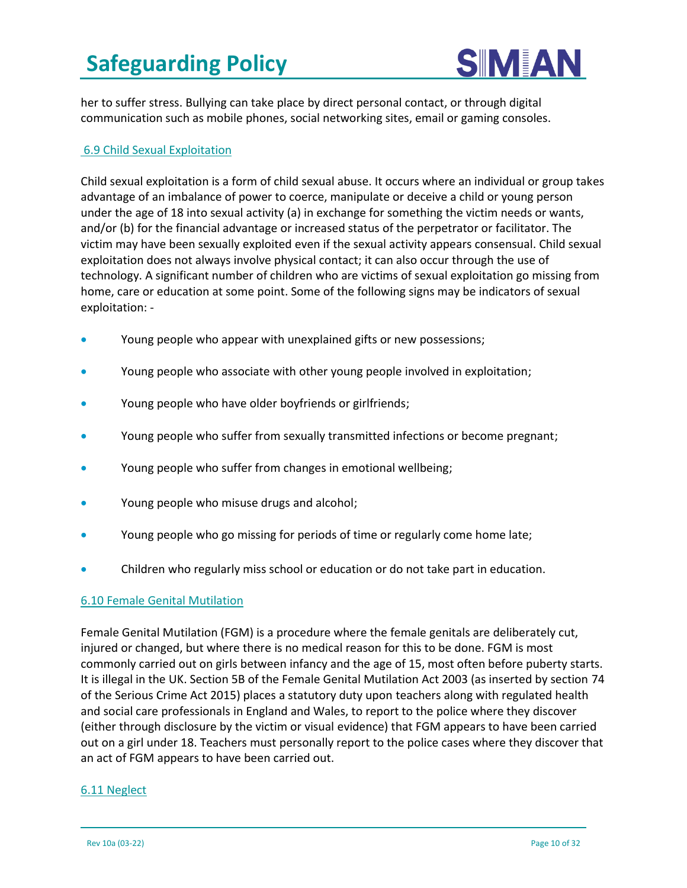her to suffer stress. Bullying can take place by direct personal contact, or through digital communication such as mobile phones, social networking sites, email or gaming consoles.

### 6.9 Child Sexual Exploitation

Child sexual exploitation is a form of child sexual abuse. It occurs where an individual or group takes advantage of an imbalance of power to coerce, manipulate or deceive a child or young person under the age of 18 into sexual activity (a) in exchange for something the victim needs or wants, and/or (b) for the financial advantage or increased status of the perpetrator or facilitator. The victim may have been sexually exploited even if the sexual activity appears consensual. Child sexual exploitation does not always involve physical contact; it can also occur through the use of technology. A significant number of children who are victims of sexual exploitation go missing from home, care or education at some point. Some of the following signs may be indicators of sexual exploitation: -

- Young people who appear with unexplained gifts or new possessions;
- Young people who associate with other young people involved in exploitation;
- Young people who have older boyfriends or girlfriends;
- Young people who suffer from sexually transmitted infections or become pregnant;
- Young people who suffer from changes in emotional wellbeing;
- Young people who misuse drugs and alcohol;
- Young people who go missing for periods of time or regularly come home late;
- Children who regularly miss school or education or do not take part in education.

### 6.10 Female Genital Mutilation

Female Genital Mutilation (FGM) is a procedure where the female genitals are deliberately cut, injured or changed, but where there is no medical reason for this to be done. FGM is most commonly carried out on girls between infancy and the age of 15, most often before puberty starts. It is illegal in the UK. Section 5B of the Female Genital Mutilation Act 2003 (as inserted by section 74 of the Serious Crime Act 2015) places a statutory duty upon teachers along with regulated health and social care professionals in England and Wales, to report to the police where they discover (either through disclosure by the victim or visual evidence) that FGM appears to have been carried out on a girl under 18. Teachers must personally report to the police cases where they discover that an act of FGM appears to have been carried out.

### 6.11 Neglect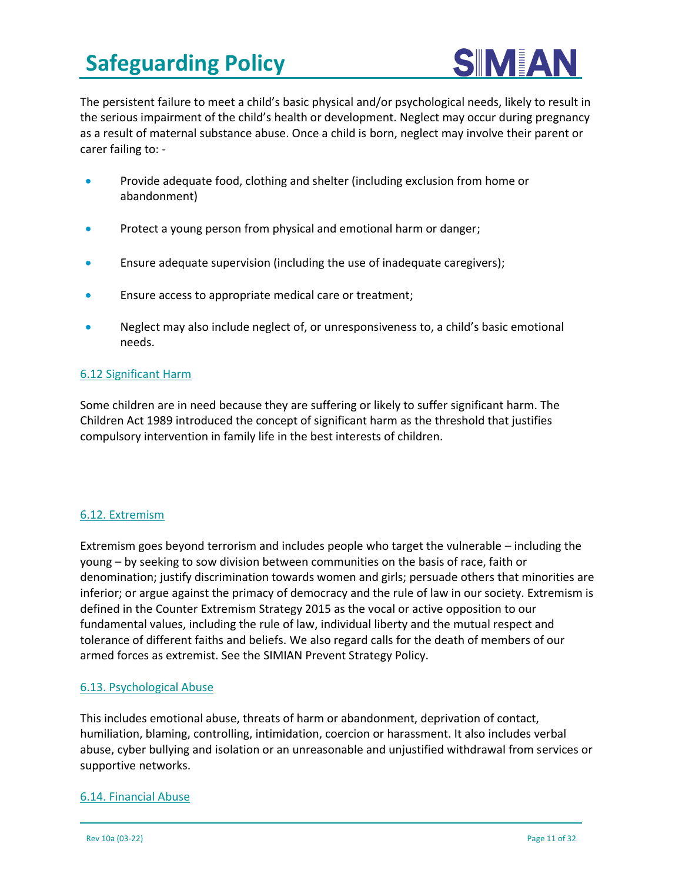The persistent failure to meet a child's basic physical and/or psychological needs, likely to result in the serious impairment of the child's health or development. Neglect may occur during pregnancy as a result of maternal substance abuse. Once a child is born, neglect may involve their parent or carer failing to: -

- Provide adequate food, clothing and shelter (including exclusion from home or abandonment)
- Protect a young person from physical and emotional harm or danger;
- Ensure adequate supervision (including the use of inadequate caregivers);
- Ensure access to appropriate medical care or treatment;
- Neglect may also include neglect of, or unresponsiveness to, a child's basic emotional needs.

### 6.12 Significant Harm

Some children are in need because they are suffering or likely to suffer significant harm. The Children Act 1989 introduced the concept of significant harm as the threshold that justifies compulsory intervention in family life in the best interests of children.

### 6.12. Extremism

Extremism goes beyond terrorism and includes people who target the vulnerable – including the young – by seeking to sow division between communities on the basis of race, faith or denomination; justify discrimination towards women and girls; persuade others that minorities are inferior; or argue against the primacy of democracy and the rule of law in our society. Extremism is defined in the Counter Extremism Strategy 2015 as the vocal or active opposition to our fundamental values, including the rule of law, individual liberty and the mutual respect and tolerance of different faiths and beliefs. We also regard calls for the death of members of our armed forces as extremist. See the SIMIAN Prevent Strategy Policy.

### 6.13. Psychological Abuse

This includes emotional abuse, threats of harm or abandonment, deprivation of contact, humiliation, blaming, controlling, intimidation, coercion or harassment. It also includes verbal abuse, cyber bullying and isolation or an unreasonable and unjustified withdrawal from services or supportive networks.

### 6.14. Financial Abuse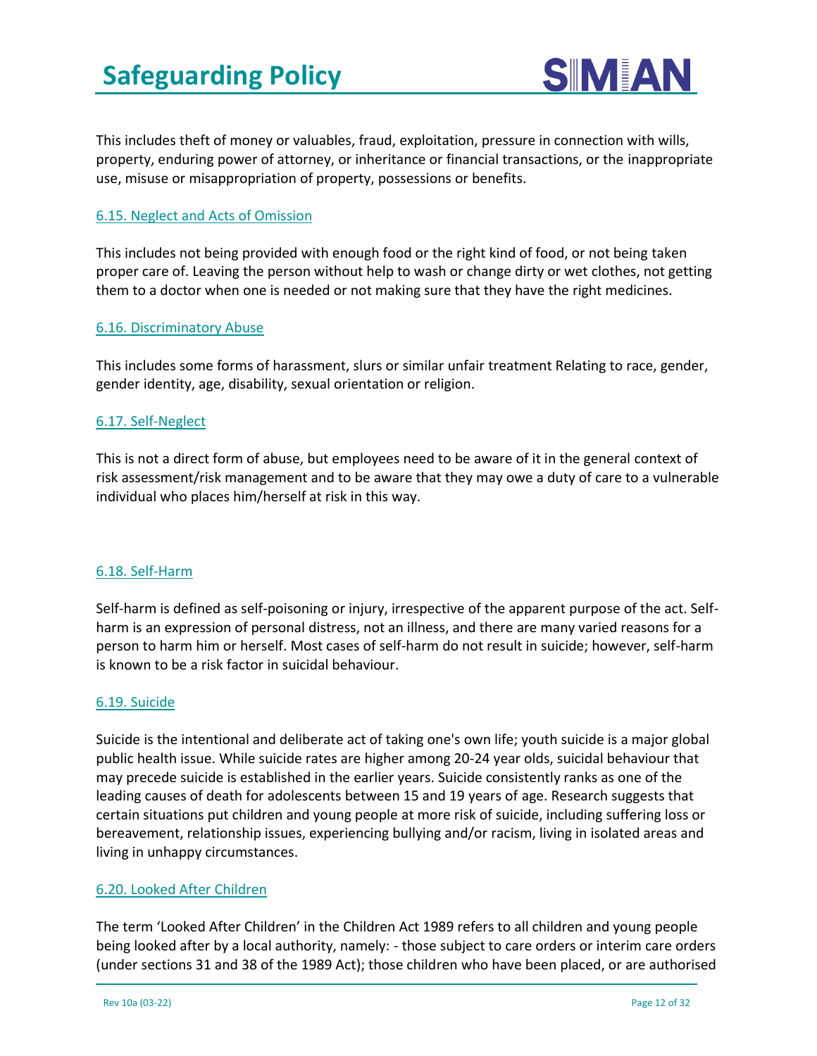This includes theft of money or valuables, fraud, exploitation, pressure in connection with wills, property, enduring power of attorney, or inheritance or financial transactions, or the inappropriate use, misuse or misappropriation of property, possessions or benefits.

### 6.15. Neglect and Acts of Omission

This includes not being provided with enough food or the right kind of food, or not being taken proper care of. Leaving the person without help to wash or change dirty or wet clothes, not getting them to a doctor when one is needed or not making sure that they have the right medicines.

### 6.16. Discriminatory Abuse

This includes some forms of harassment, slurs or similar unfair treatment Relating to race, gender, gender identity, age, disability, sexual orientation or religion.

### 6.17. Self-Neglect

This is not a direct form of abuse, but employees need to be aware of it in the general context of risk assessment/risk management and to be aware that they may owe a duty of care to a vulnerable individual who places him/herself at risk in this way.

### 6.18. Self-Harm

Self-harm is defined as self-poisoning or injury, irrespective of the apparent purpose of the act. Self-harm is an expression of personal distress, not an illness, and there are many varied reasons for a person to harm him or herself. Most cases of self-harm do not result in suicide; however, self-harm is known to be a risk factor in suicidal behaviour.

### 6.19. Suicide

Suicide is the intentional and deliberate act of taking one's own life; youth suicide is a major global public health issue. While suicide rates are higher among 20-24 year olds, suicidal behaviour that may precede suicide is established in the earlier years. Suicide consistently ranks as one of the leading causes of death for adolescents between 15 and 19 years of age. Research suggests that certain situations put children and young people at more risk of suicide, including suffering loss or bereavement, relationship issues, experiencing bullying and/or racism, living in isolated areas and living in unhappy circumstances.

### 6.20. Looked After Children

The term 'Looked After Children' in the Children Act 1989 refers to all children and young people being looked after by a local authority, namely: - those subject to care orders or interim care orders (under sections 31 and 38 of the 1989 Act); those children who have been placed, or are authorised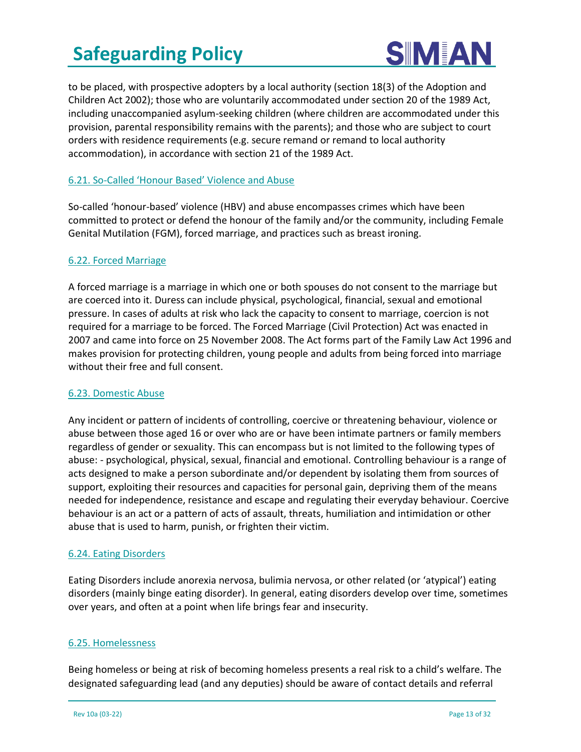to be placed, with prospective adopters by a local authority (section 18(3) of the Adoption and Children Act 2002); those who are voluntarily accommodated under section 20 of the 1989 Act, including unaccompanied asylum-seeking children (where children are accommodated under this provision, parental responsibility remains with the parents); and those who are subject to court orders with residence requirements (e.g. secure remand or remand to local authority accommodation), in accordance with section 21 of the 1989 Act.

### 6.21. So-Called 'Honour Based' Violence and Abuse

So-called 'honour-based' violence (HBV) and abuse encompasses crimes which have been committed to protect or defend the honour of the family and/or the community, including Female Genital Mutilation (FGM), forced marriage, and practices such as breast ironing.

### 6.22. Forced Marriage

A forced marriage is a marriage in which one or both spouses do not consent to the marriage but are coerced into it. Duress can include physical, psychological, financial, sexual and emotional pressure. In cases of adults at risk who lack the capacity to consent to marriage, coercion is not required for a marriage to be forced. The Forced Marriage (Civil Protection) Act was enacted in 2007 and came into force on 25 November 2008. The Act forms part of the Family Law Act 1996 and makes provision for protecting children, young people and adults from being forced into marriage without their free and full consent.

### 6.23. Domestic Abuse

Any incident or pattern of incidents of controlling, coercive or threatening behaviour, violence or abuse between those aged 16 or over who are or have been intimate partners or family members regardless of gender or sexuality. This can encompass but is not limited to the following types of abuse: - psychological, physical, sexual, financial and emotional. Controlling behaviour is a range of acts designed to make a person subordinate and/or dependent by isolating them from sources of support, exploiting their resources and capacities for personal gain, depriving them of the means needed for independence, resistance and escape and regulating their everyday behaviour. Coercive behaviour is an act or a pattern of acts of assault, threats, humiliation and intimidation or other abuse that is used to harm, punish, or frighten their victim.

### 6.24. Eating Disorders

Eating Disorders include anorexia nervosa, bulimia nervosa, or other related (or 'atypical') eating disorders (mainly binge eating disorder). In general, eating disorders develop over time, sometimes over years, and often at a point when life brings fear and insecurity.

### 6.25. Homelessness

Being homeless or being at risk of becoming homeless presents a real risk to a child's welfare. The designated safeguarding lead (and any deputies) should be aware of contact details and referral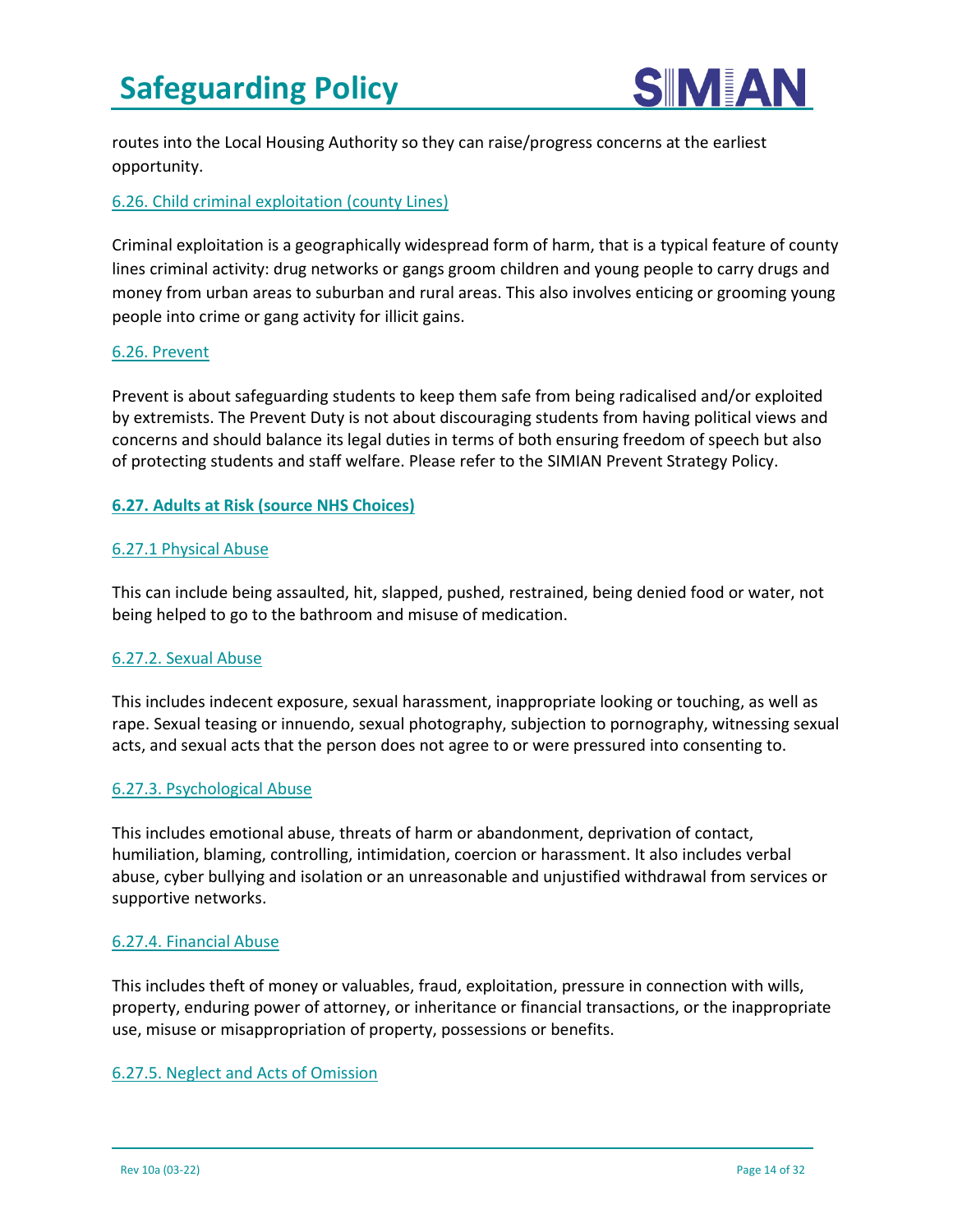routes into the Local Housing Authority so they can raise/progress concerns at the earliest opportunity.

### 6.26. Child criminal exploitation (county Lines)

Criminal exploitation is a geographically widespread form of harm, that is a typical feature of county lines criminal activity: drug networks or gangs groom children and young people to carry drugs and money from urban areas to suburban and rural areas. This also involves enticing or grooming young people into crime or gang activity for illicit gains.

### 6.26. Prevent

Prevent is about safeguarding students to keep them safe from being radicalised and/or exploited by extremists. The Prevent Duty is not about discouraging students from having political views and concerns and should balance its legal duties in terms of both ensuring freedom of speech but also of protecting students and staff welfare. Please refer to the SIMIAN Prevent Strategy Policy.

## 6.27. Adults at Risk (source NHS Choices)

### 6.27.1 Physical Abuse

This can include being assaulted, hit, slapped, pushed, restrained, being denied food or water, not being helped to go to the bathroom and misuse of medication.

### 6.27.2. Sexual Abuse

This includes indecent exposure, sexual harassment, inappropriate looking or touching, as well as rape. Sexual teasing or innuendo, sexual photography, subjection to pornography, witnessing sexual acts, and sexual acts that the person does not agree to or were pressured into consenting to.

### 6.27.3. Psychological Abuse

This includes emotional abuse, threats of harm or abandonment, deprivation of contact, humiliation, blaming, controlling, intimidation, coercion or harassment. It also includes verbal abuse, cyber bullying and isolation or an unreasonable and unjustified withdrawal from services or supportive networks.

### 6.27.4. Financial Abuse

This includes theft of money or valuables, fraud, exploitation, pressure in connection with wills, property, enduring power of attorney, or inheritance or financial transactions, or the inappropriate use, misuse or misappropriation of property, possessions or benefits.

### 6.27.5. Neglect and Acts of Omission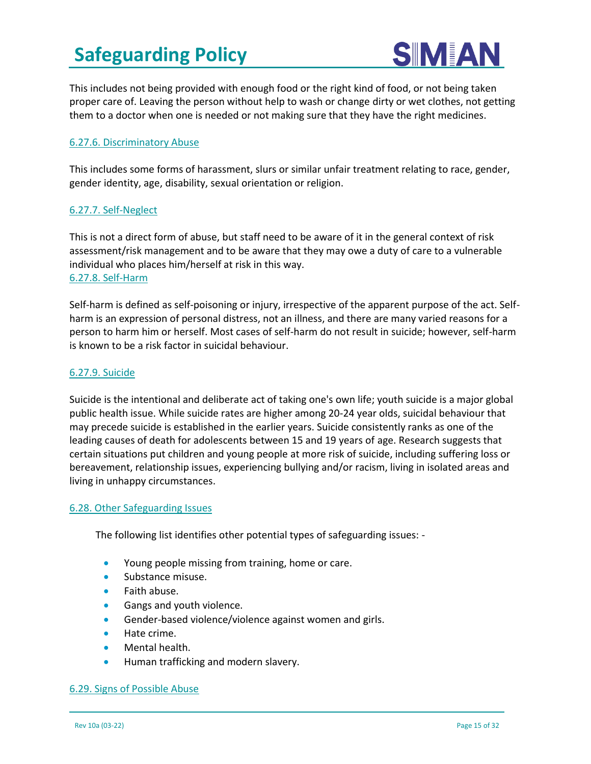This includes not being provided with enough food or the right kind of food, or not being taken proper care of. Leaving the person without help to wash or change dirty or wet clothes, not getting them to a doctor when one is needed or not making sure that they have the right medicines.

### 6.27.6. Discriminatory Abuse

This includes some forms of harassment, slurs or similar unfair treatment relating to race, gender, gender identity, age, disability, sexual orientation or religion.

### 6.27.7. Self-Neglect

This is not a direct form of abuse, but staff need to be aware of it in the general context of risk assessment/risk management and to be aware that they may owe a duty of care to a vulnerable individual who places him/herself at risk in this way.

### 6.27.8. Self-Harm

Self-harm is defined as self-poisoning or injury, irrespective of the apparent purpose of the act. Self-harm is an expression of personal distress, not an illness, and there are many varied reasons for a person to harm him or herself. Most cases of self-harm do not result in suicide; however, self-harm is known to be a risk factor in suicidal behaviour.

### 6.27.9. Suicide

Suicide is the intentional and deliberate act of taking one's own life; youth suicide is a major global public health issue. While suicide rates are higher among 20-24 year olds, suicidal behaviour that may precede suicide is established in the earlier years. Suicide consistently ranks as one of the leading causes of death for adolescents between 15 and 19 years of age. Research suggests that certain situations put children and young people at more risk of suicide, including suffering loss or bereavement, relationship issues, experiencing bullying and/or racism, living in isolated areas and living in unhappy circumstances.

## 6.28. Other Safeguarding Issues

The following list identifies other potential types of safeguarding issues: -

- Young people missing from training, home or care.
- Substance misuse.
- Faith abuse.
- Gangs and youth violence.
- Gender-based violence/violence against women and girls.
- Hate crime.
- Mental health.
- Human trafficking and modern slavery.

## 6.29. Signs of Possible Abuse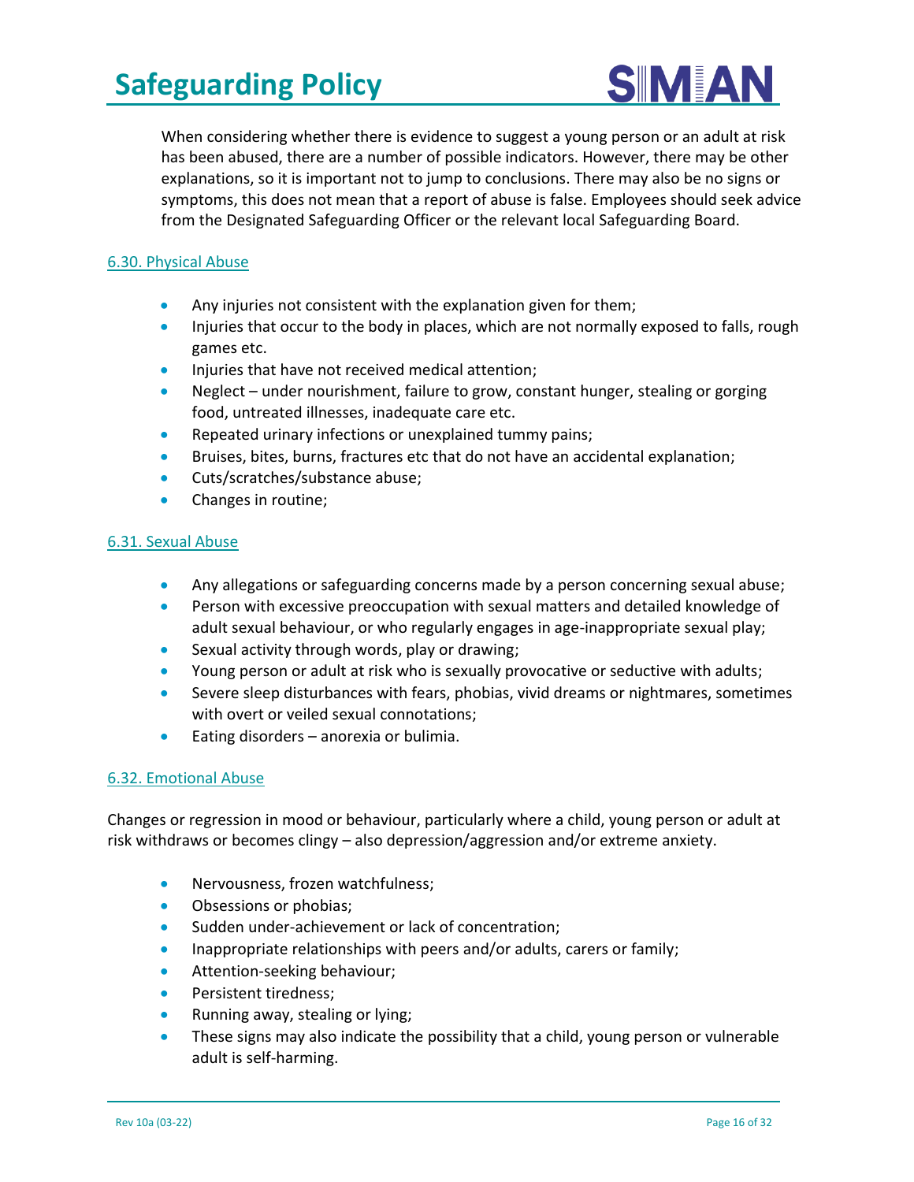When considering whether there is evidence to suggest a young person or an adult at risk has been abused, there are a number of possible indicators. However, there may be other explanations, so it is important not to jump to conclusions. There may also be no signs or symptoms, this does not mean that a report of abuse is false. Employees should seek advice from the Designated Safeguarding Officer or the relevant local Safeguarding Board.

### 6.30. Physical Abuse

- Any injuries not consistent with the explanation given for them;
- Injuries that occur to the body in places, which are not normally exposed to falls, rough games etc.
- Injuries that have not received medical attention;
- Neglect – under nourishment, failure to grow, constant hunger, stealing or gorging food, untreated illnesses, inadequate care etc.
- Repeated urinary infections or unexplained tummy pains;
- Bruises, bites, burns, fractures etc that do not have an accidental explanation;
- Cuts/scratches/substance abuse;
- Changes in routine;

### 6.31. Sexual Abuse

- Any allegations or safeguarding concerns made by a person concerning sexual abuse;
- Person with excessive preoccupation with sexual matters and detailed knowledge of adult sexual behaviour, or who regularly engages in age-inappropriate sexual play;
- Sexual activity through words, play or drawing;
- Young person or adult at risk who is sexually provocative or seductive with adults;
- Severe sleep disturbances with fears, phobias, vivid dreams or nightmares, sometimes with overt or veiled sexual connotations;
- Eating disorders – anorexia or bulimia.

### 6.32. Emotional Abuse

Changes or regression in mood or behaviour, particularly where a child, young person or adult at risk withdraws or becomes clingy – also depression/aggression and/or extreme anxiety.

- Nervousness, frozen watchfulness;
- Obsessions or phobias;
- Sudden under-achievement or lack of concentration;
- Inappropriate relationships with peers and/or adults, carers or family;
- Attention-seeking behaviour;
- Persistent tiredness;
- Running away, stealing or lying;
- These signs may also indicate the possibility that a child, young person or vulnerable adult is self-harming.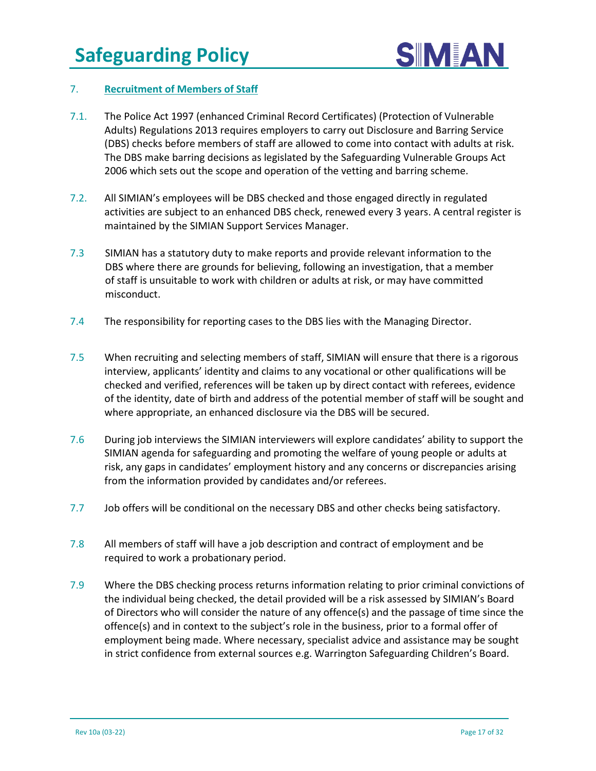## 7. Recruitment of Members of Staff

7.1. The Police Act 1997 (enhanced Criminal Record Certificates) (Protection of Vulnerable Adults) Regulations 2013 requires employers to carry out Disclosure and Barring Service (DBS) checks before members of staff are allowed to come into contact with adults at risk. The DBS make barring decisions as legislated by the Safeguarding Vulnerable Groups Act 2006 which sets out the scope and operation of the vetting and barring scheme.

7.2. All SIMIAN's employees will be DBS checked and those engaged directly in regulated activities are subject to an enhanced DBS check, renewed every 3 years. A central register is maintained by the SIMIAN Support Services Manager.

7.3 SIMIAN has a statutory duty to make reports and provide relevant information to the DBS where there are grounds for believing, following an investigation, that a member of staff is unsuitable to work with children or adults at risk, or may have committed misconduct.

7.4 The responsibility for reporting cases to the DBS lies with the Managing Director.

7.5 When recruiting and selecting members of staff, SIMIAN will ensure that there is a rigorous interview, applicants' identity and claims to any vocational or other qualifications will be checked and verified, references will be taken up by direct contact with referees, evidence of the identity, date of birth and address of the potential member of staff will be sought and where appropriate, an enhanced disclosure via the DBS will be secured.

7.6 During job interviews the SIMIAN interviewers will explore candidates' ability to support the SIMIAN agenda for safeguarding and promoting the welfare of young people or adults at risk, any gaps in candidates' employment history and any concerns or discrepancies arising from the information provided by candidates and/or referees.

7.7 Job offers will be conditional on the necessary DBS and other checks being satisfactory.

7.8 All members of staff will have a job description and contract of employment and be required to work a probationary period.

7.9 Where the DBS checking process returns information relating to prior criminal convictions of the individual being checked, the detail provided will be a risk assessed by SIMIAN's Board of Directors who will consider the nature of any offence(s) and the passage of time since the offence(s) and in context to the subject's role in the business, prior to a formal offer of employment being made. Where necessary, specialist advice and assistance may be sought in strict confidence from external sources e.g. Warrington Safeguarding Children's Board.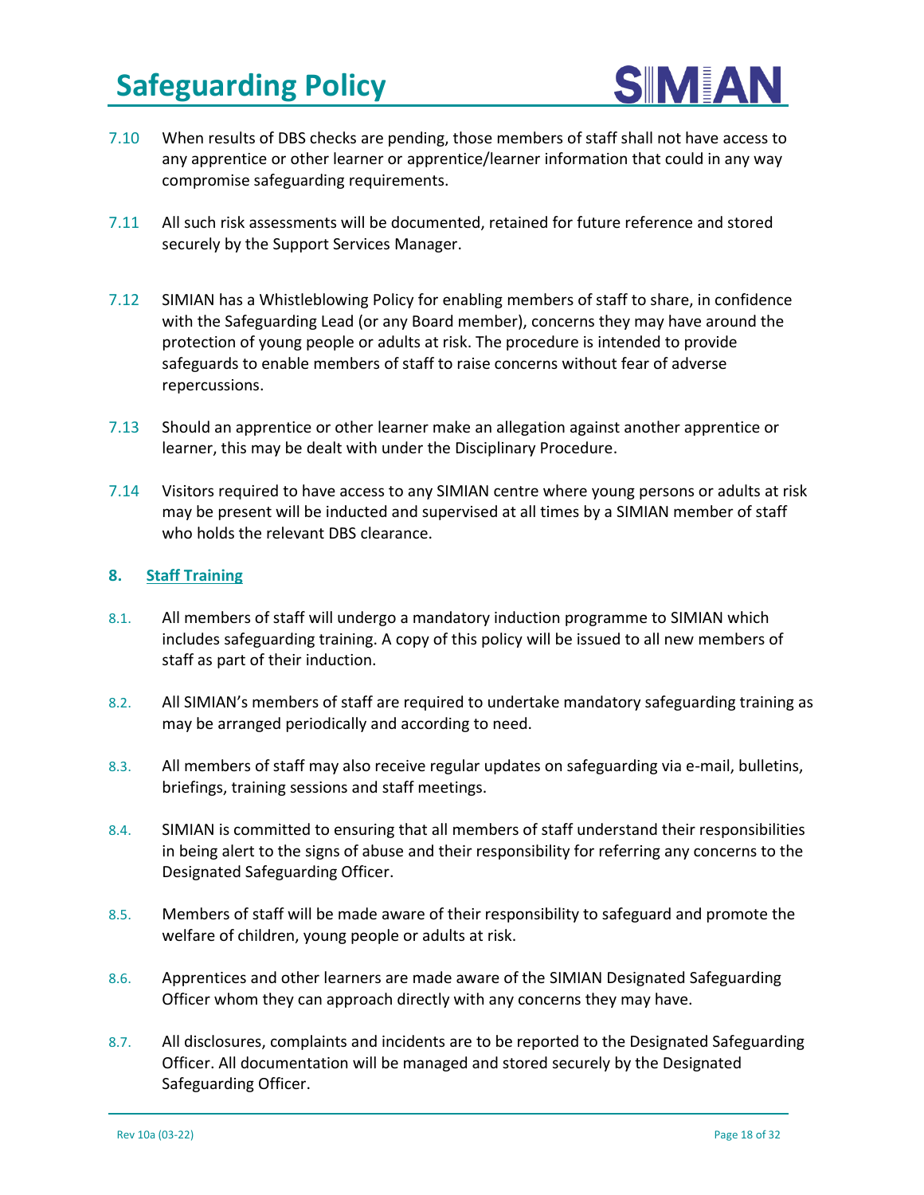7.10 When results of DBS checks are pending, those members of staff shall not have access to any apprentice or other learner or apprentice/learner information that could in any way compromise safeguarding requirements.

7.11 All such risk assessments will be documented, retained for future reference and stored securely by the Support Services Manager.

7.12 SIMIAN has a Whistleblowing Policy for enabling members of staff to share, in confidence with the Safeguarding Lead (or any Board member), concerns they may have around the protection of young people or adults at risk. The procedure is intended to provide safeguards to enable members of staff to raise concerns without fear of adverse repercussions.

7.13 Should an apprentice or other learner make an allegation against another apprentice or learner, this may be dealt with under the Disciplinary Procedure.

7.14 Visitors required to have access to any SIMIAN centre where young persons or adults at risk may be present will be inducted and supervised at all times by a SIMIAN member of staff who holds the relevant DBS clearance.

## 8. Staff Training

8.1. All members of staff will undergo a mandatory induction programme to SIMIAN which includes safeguarding training. A copy of this policy will be issued to all new members of staff as part of their induction.

8.2. All SIMIAN's members of staff are required to undertake mandatory safeguarding training as may be arranged periodically and according to need.

8.3. All members of staff may also receive regular updates on safeguarding via e-mail, bulletins, briefings, training sessions and staff meetings.

8.4. SIMIAN is committed to ensuring that all members of staff understand their responsibilities in being alert to the signs of abuse and their responsibility for referring any concerns to the Designated Safeguarding Officer.

8.5. Members of staff will be made aware of their responsibility to safeguard and promote the welfare of children, young people or adults at risk.

8.6. Apprentices and other learners are made aware of the SIMIAN Designated Safeguarding Officer whom they can approach directly with any concerns they may have.

8.7. All disclosures, complaints and incidents are to be reported to the Designated Safeguarding Officer. All documentation will be managed and stored securely by the Designated Safeguarding Officer.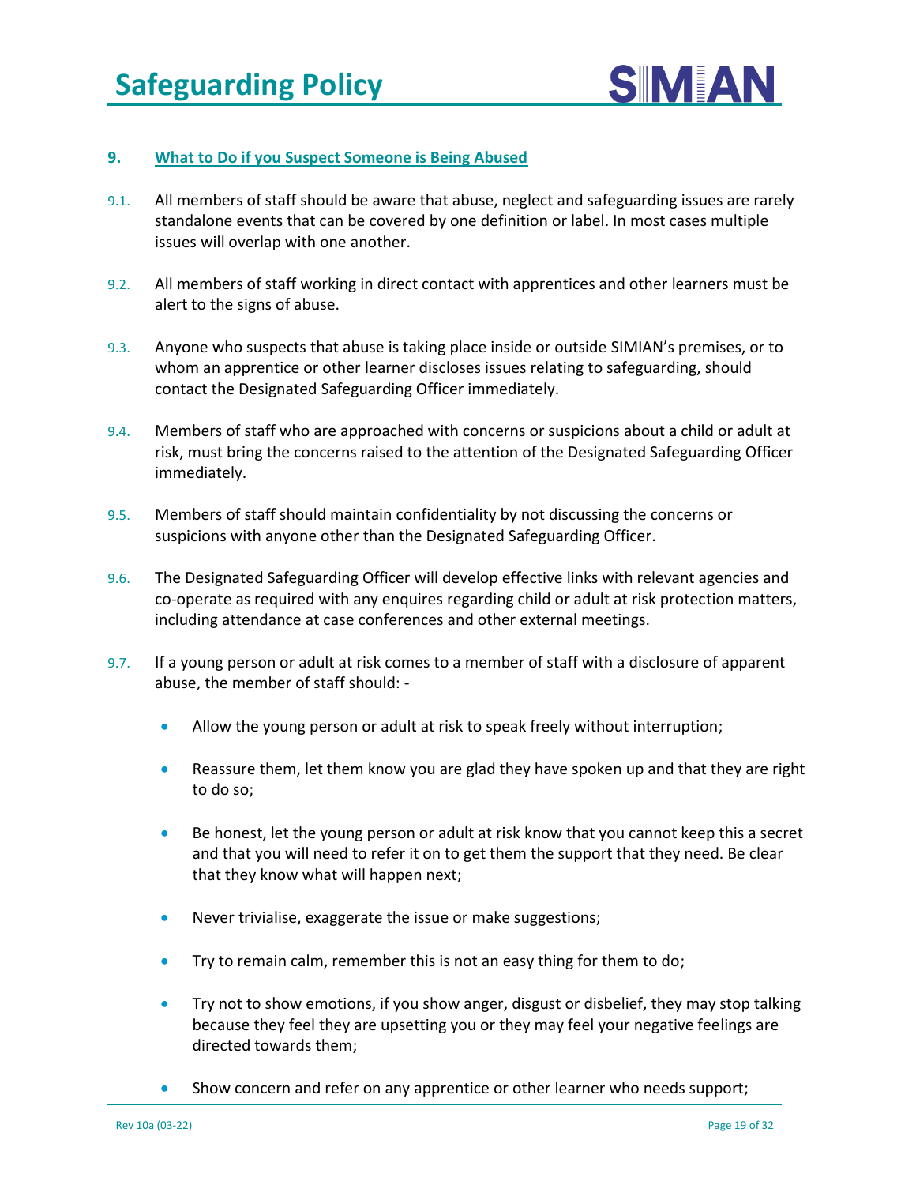## 9. What to Do if you Suspect Someone is Being Abused

9.1. All members of staff should be aware that abuse, neglect and safeguarding issues are rarely standalone events that can be covered by one definition or label. In most cases multiple issues will overlap with one another.

9.2. All members of staff working in direct contact with apprentices and other learners must be alert to the signs of abuse.

9.3. Anyone who suspects that abuse is taking place inside or outside SIMIAN's premises, or to whom an apprentice or other learner discloses issues relating to safeguarding, should contact the Designated Safeguarding Officer immediately.

9.4. Members of staff who are approached with concerns or suspicions about a child or adult at risk, must bring the concerns raised to the attention of the Designated Safeguarding Officer immediately.

9.5. Members of staff should maintain confidentiality by not discussing the concerns or suspicions with anyone other than the Designated Safeguarding Officer.

9.6. The Designated Safeguarding Officer will develop effective links with relevant agencies and co-operate as required with any enquires regarding child or adult at risk protection matters, including attendance at case conferences and other external meetings.

9.7. If a young person or adult at risk comes to a member of staff with a disclosure of apparent abuse, the member of staff should: -

- Allow the young person or adult at risk to speak freely without interruption;
- Reassure them, let them know you are glad they have spoken up and that they are right to do so;
- Be honest, let the young person or adult at risk know that you cannot keep this a secret and that you will need to refer it on to get them the support that they need. Be clear that they know what will happen next;
- Never trivialise, exaggerate the issue or make suggestions;
- Try to remain calm, remember this is not an easy thing for them to do;
- Try not to show emotions, if you show anger, disgust or disbelief, they may stop talking because they feel they are upsetting you or they may feel your negative feelings are directed towards them;
- Show concern and refer on any apprentice or other learner who needs support;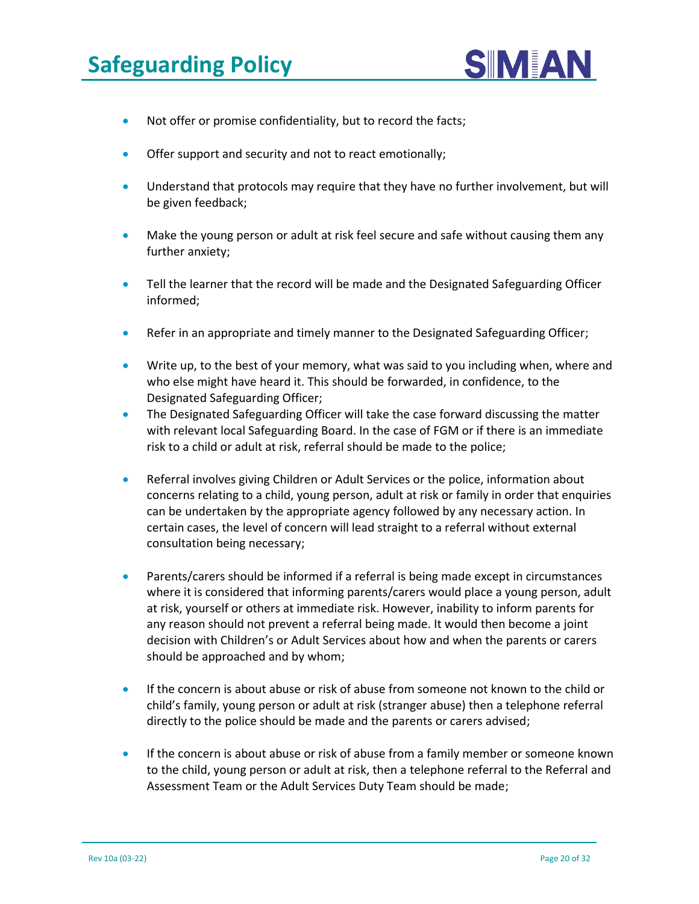- Not offer or promise confidentiality, but to record the facts;
- Offer support and security and not to react emotionally;
- Understand that protocols may require that they have no further involvement, but will be given feedback;
- Make the young person or adult at risk feel secure and safe without causing them any further anxiety;
- Tell the learner that the record will be made and the Designated Safeguarding Officer informed;
- Refer in an appropriate and timely manner to the Designated Safeguarding Officer;
- Write up, to the best of your memory, what was said to you including when, where and who else might have heard it. This should be forwarded, in confidence, to the Designated Safeguarding Officer;
- The Designated Safeguarding Officer will take the case forward discussing the matter with relevant local Safeguarding Board. In the case of FGM or if there is an immediate risk to a child or adult at risk, referral should be made to the police;
- Referral involves giving Children or Adult Services or the police, information about concerns relating to a child, young person, adult at risk or family in order that enquiries can be undertaken by the appropriate agency followed by any necessary action. In certain cases, the level of concern will lead straight to a referral without external consultation being necessary;
- Parents/carers should be informed if a referral is being made except in circumstances where it is considered that informing parents/carers would place a young person, adult at risk, yourself or others at immediate risk. However, inability to inform parents for any reason should not prevent a referral being made. It would then become a joint decision with Children's or Adult Services about how and when the parents or carers should be approached and by whom;
- If the concern is about abuse or risk of abuse from someone not known to the child or child's family, young person or adult at risk (stranger abuse) then a telephone referral directly to the police should be made and the parents or carers advised;
- If the concern is about abuse or risk of abuse from a family member or someone known to the child, young person or adult at risk, then a telephone referral to the Referral and Assessment Team or the Adult Services Duty Team should be made;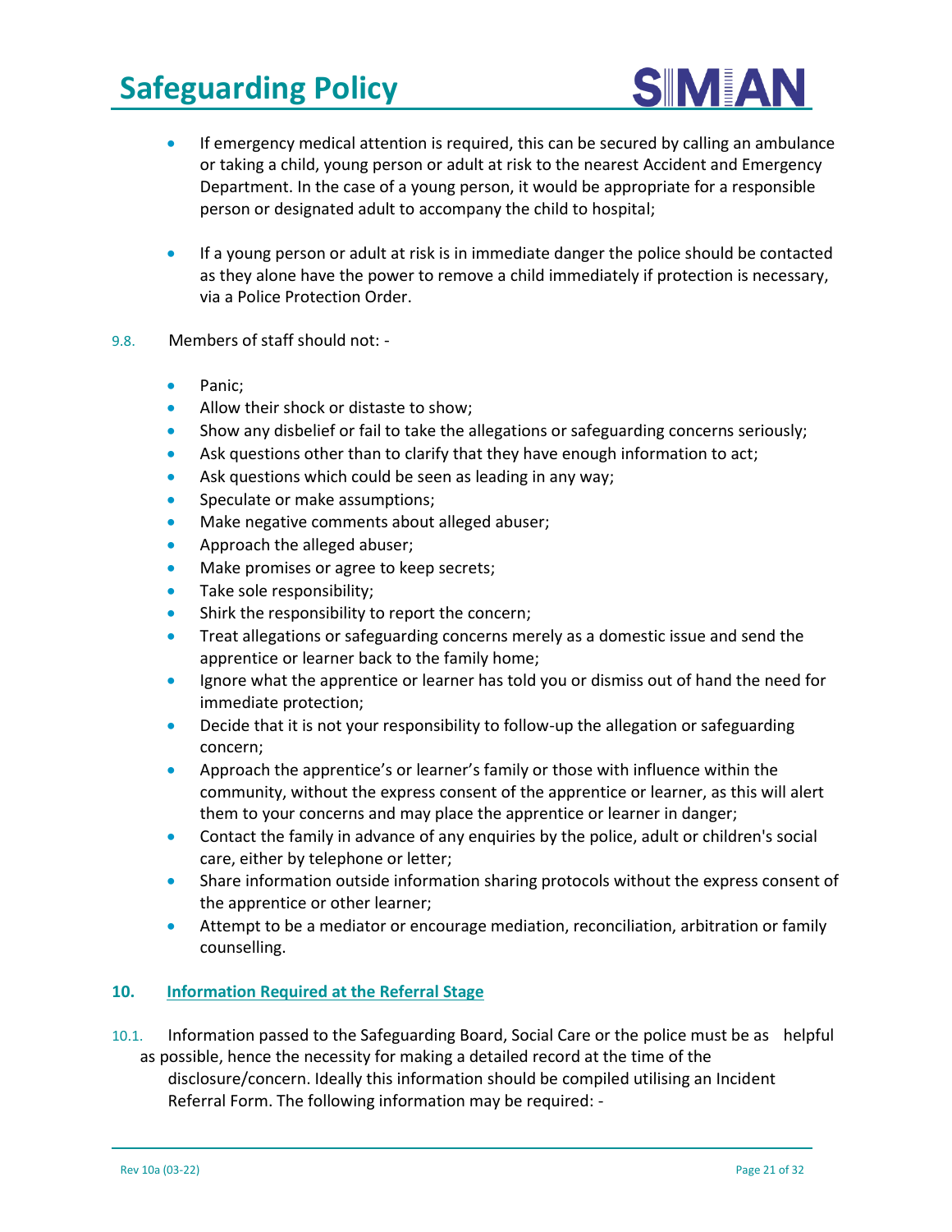- If emergency medical attention is required, this can be secured by calling an ambulance or taking a child, young person or adult at risk to the nearest Accident and Emergency Department. In the case of a young person, it would be appropriate for a responsible person or designated adult to accompany the child to hospital;

- If a young person or adult at risk is in immediate danger the police should be contacted as they alone have the power to remove a child immediately if protection is necessary, via a Police Protection Order.

9.8. Members of staff should not: -

- Panic;
- Allow their shock or distaste to show;
- Show any disbelief or fail to take the allegations or safeguarding concerns seriously;
- Ask questions other than to clarify that they have enough information to act;
- Ask questions which could be seen as leading in any way;
- Speculate or make assumptions;
- Make negative comments about alleged abuser;
- Approach the alleged abuser;
- Make promises or agree to keep secrets;
- Take sole responsibility;
- Shirk the responsibility to report the concern;
- Treat allegations or safeguarding concerns merely as a domestic issue and send the apprentice or learner back to the family home;
- Ignore what the apprentice or learner has told you or dismiss out of hand the need for immediate protection;
- Decide that it is not your responsibility to follow-up the allegation or safeguarding concern;
- Approach the apprentice's or learner's family or those with influence within the community, without the express consent of the apprentice or learner, as this will alert them to your concerns and may place the apprentice or learner in danger;
- Contact the family in advance of any enquiries by the police, adult or children's social care, either by telephone or letter;
- Share information outside information sharing protocols without the express consent of the apprentice or other learner;
- Attempt to be a mediator or encourage mediation, reconciliation, arbitration or family counselling.

## 10. Information Required at the Referral Stage

10.1. Information passed to the Safeguarding Board, Social Care or the police must be as helpful as possible, hence the necessity for making a detailed record at the time of the disclosure/concern. Ideally this information should be compiled utilising an Incident Referral Form. The following information may be required: -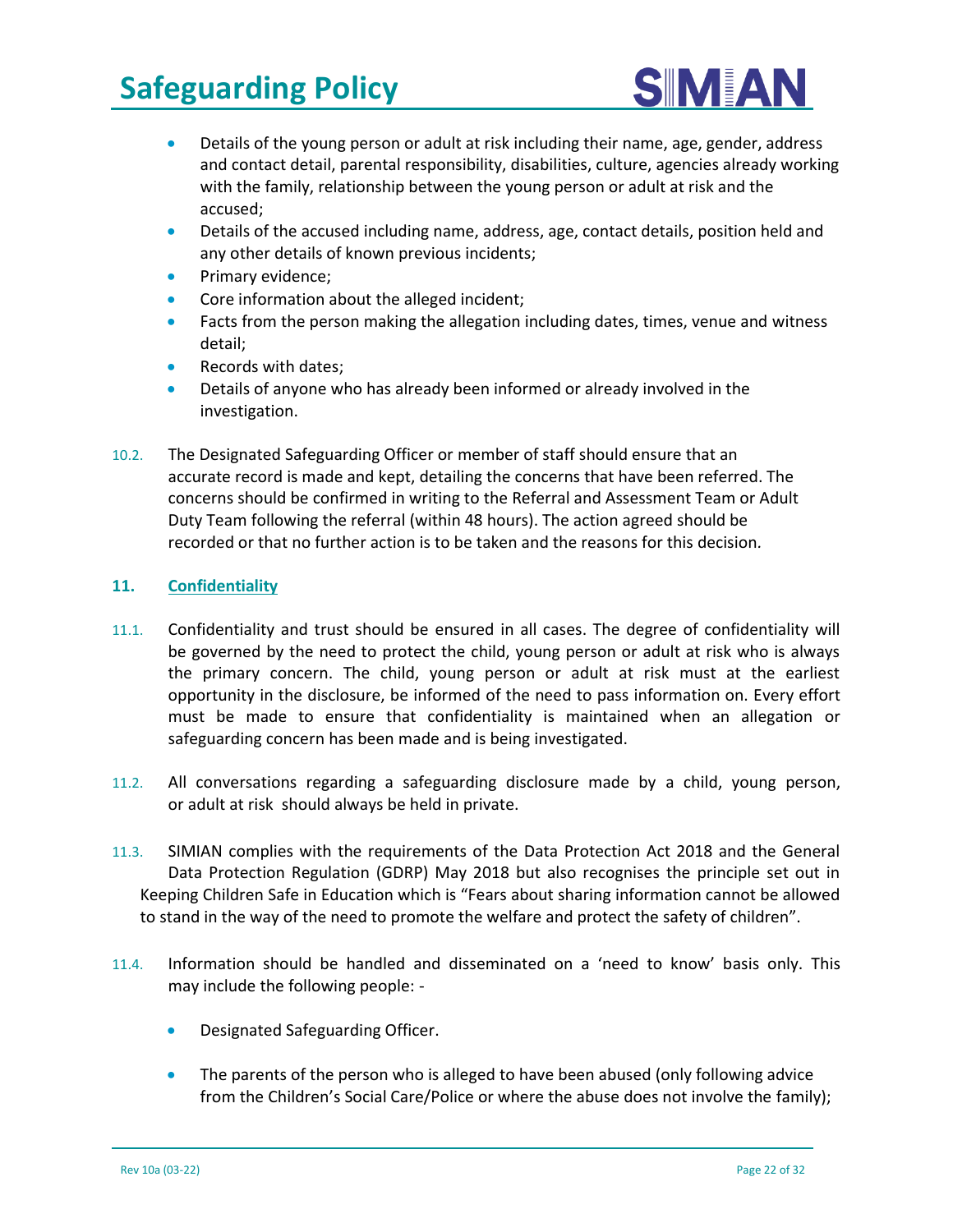- Details of the young person or adult at risk including their name, age, gender, address and contact detail, parental responsibility, disabilities, culture, agencies already working with the family, relationship between the young person or adult at risk and the accused;
- Details of the accused including name, address, age, contact details, position held and any other details of known previous incidents;
- Primary evidence;
- Core information about the alleged incident;
- Facts from the person making the allegation including dates, times, venue and witness detail;
- Records with dates;
- Details of anyone who has already been informed or already involved in the investigation.

10.2. The Designated Safeguarding Officer or member of staff should ensure that an accurate record is made and kept, detailing the concerns that have been referred. The concerns should be confirmed in writing to the Referral and Assessment Team or Adult Duty Team following the referral (within 48 hours). The action agreed should be recorded or that no further action is to be taken and the reasons for this decision.

## 11. Confidentiality

11.1. Confidentiality and trust should be ensured in all cases. The degree of confidentiality will be governed by the need to protect the child, young person or adult at risk who is always the primary concern. The child, young person or adult at risk must at the earliest opportunity in the disclosure, be informed of the need to pass information on. Every effort must be made to ensure that confidentiality is maintained when an allegation or safeguarding concern has been made and is being investigated.

11.2. All conversations regarding a safeguarding disclosure made by a child, young person, or adult at risk should always be held in private.

11.3. SIMIAN complies with the requirements of the Data Protection Act 2018 and the General Data Protection Regulation (GDRP) May 2018 but also recognises the principle set out in Keeping Children Safe in Education which is "Fears about sharing information cannot be allowed to stand in the way of the need to promote the welfare and protect the safety of children".

11.4. Information should be handled and disseminated on a 'need to know' basis only. This may include the following people: -

- Designated Safeguarding Officer.
- The parents of the person who is alleged to have been abused (only following advice from the Children's Social Care/Police or where the abuse does not involve the family);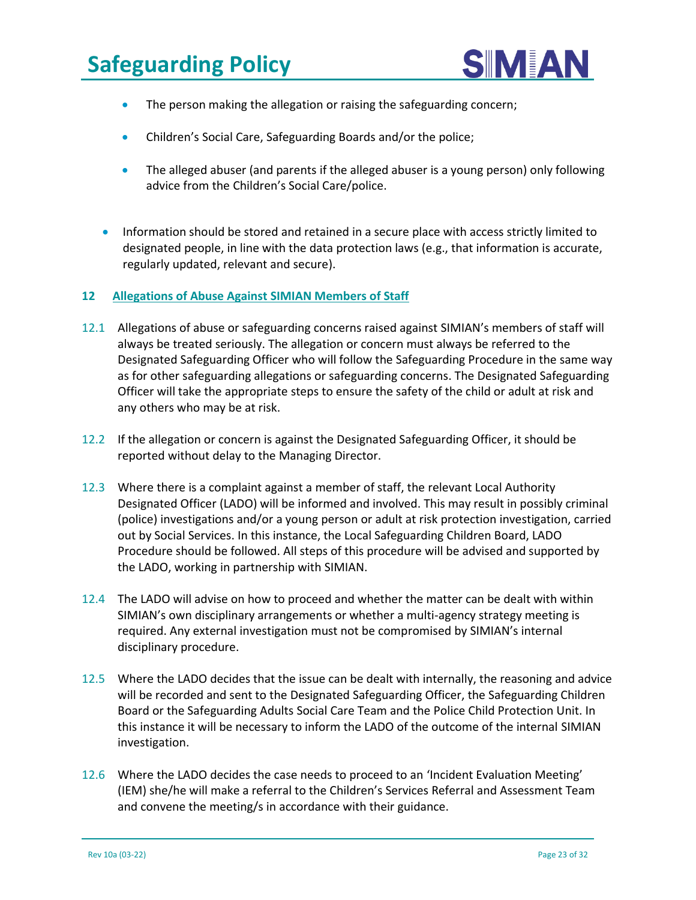- The person making the allegation or raising the safeguarding concern;
- Children's Social Care, Safeguarding Boards and/or the police;
- The alleged abuser (and parents if the alleged abuser is a young person) only following advice from the Children's Social Care/police.

- Information should be stored and retained in a secure place with access strictly limited to designated people, in line with the data protection laws (e.g., that information is accurate, regularly updated, relevant and secure).

## 12 Allegations of Abuse Against SIMIAN Members of Staff

12.1 Allegations of abuse or safeguarding concerns raised against SIMIAN's members of staff will always be treated seriously. The allegation or concern must always be referred to the Designated Safeguarding Officer who will follow the Safeguarding Procedure in the same way as for other safeguarding allegations or safeguarding concerns. The Designated Safeguarding Officer will take the appropriate steps to ensure the safety of the child or adult at risk and any others who may be at risk.

12.2 If the allegation or concern is against the Designated Safeguarding Officer, it should be reported without delay to the Managing Director.

12.3 Where there is a complaint against a member of staff, the relevant Local Authority Designated Officer (LADO) will be informed and involved. This may result in possibly criminal (police) investigations and/or a young person or adult at risk protection investigation, carried out by Social Services. In this instance, the Local Safeguarding Children Board, LADO Procedure should be followed. All steps of this procedure will be advised and supported by the LADO, working in partnership with SIMIAN.

12.4 The LADO will advise on how to proceed and whether the matter can be dealt with within SIMIAN's own disciplinary arrangements or whether a multi-agency strategy meeting is required. Any external investigation must not be compromised by SIMIAN's internal disciplinary procedure.

12.5 Where the LADO decides that the issue can be dealt with internally, the reasoning and advice will be recorded and sent to the Designated Safeguarding Officer, the Safeguarding Children Board or the Safeguarding Adults Social Care Team and the Police Child Protection Unit. In this instance it will be necessary to inform the LADO of the outcome of the internal SIMIAN investigation.

12.6 Where the LADO decides the case needs to proceed to an 'Incident Evaluation Meeting' (IEM) she/he will make a referral to the Children's Services Referral and Assessment Team and convene the meeting/s in accordance with their guidance.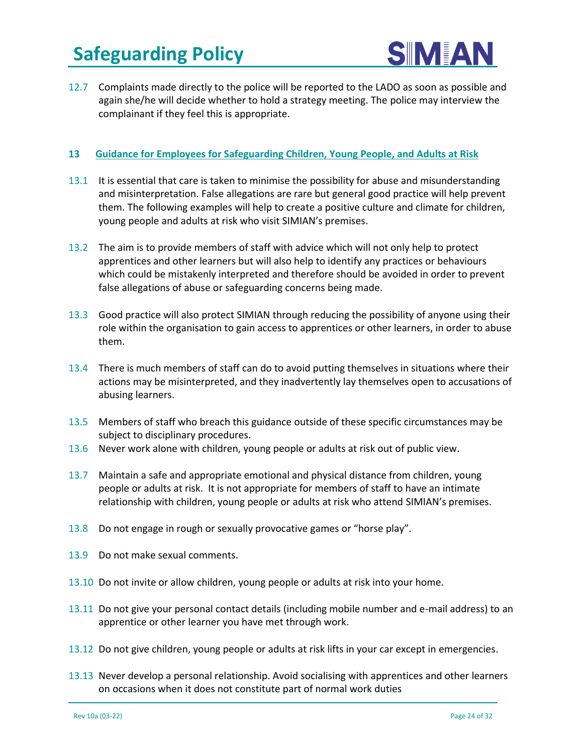12.7 Complaints made directly to the police will be reported to the LADO as soon as possible and again she/he will decide whether to hold a strategy meeting. The police may interview the complainant if they feel this is appropriate.

## 13 Guidance for Employees for Safeguarding Children, Young People, and Adults at Risk

13.1 It is essential that care is taken to minimise the possibility for abuse and misunderstanding and misinterpretation. False allegations are rare but general good practice will help prevent them. The following examples will help to create a positive culture and climate for children, young people and adults at risk who visit SIMIAN's premises.

13.2 The aim is to provide members of staff with advice which will not only help to protect apprentices and other learners but will also help to identify any practices or behaviours which could be mistakenly interpreted and therefore should be avoided in order to prevent false allegations of abuse or safeguarding concerns being made.

13.3 Good practice will also protect SIMIAN through reducing the possibility of anyone using their role within the organisation to gain access to apprentices or other learners, in order to abuse them.

13.4 There is much members of staff can do to avoid putting themselves in situations where their actions may be misinterpreted, and they inadvertently lay themselves open to accusations of abusing learners.

13.5 Members of staff who breach this guidance outside of these specific circumstances may be subject to disciplinary procedures.

13.6 Never work alone with children, young people or adults at risk out of public view.

13.7 Maintain a safe and appropriate emotional and physical distance from children, young people or adults at risk. It is not appropriate for members of staff to have an intimate relationship with children, young people or adults at risk who attend SIMIAN's premises.

13.8 Do not engage in rough or sexually provocative games or "horse play".

13.9 Do not make sexual comments.

13.10 Do not invite or allow children, young people or adults at risk into your home.

13.11 Do not give your personal contact details (including mobile number and e-mail address) to an apprentice or other learner you have met through work.

13.12 Do not give children, young people or adults at risk lifts in your car except in emergencies.

13.13 Never develop a personal relationship. Avoid socialising with apprentices and other learners on occasions when it does not constitute part of normal work duties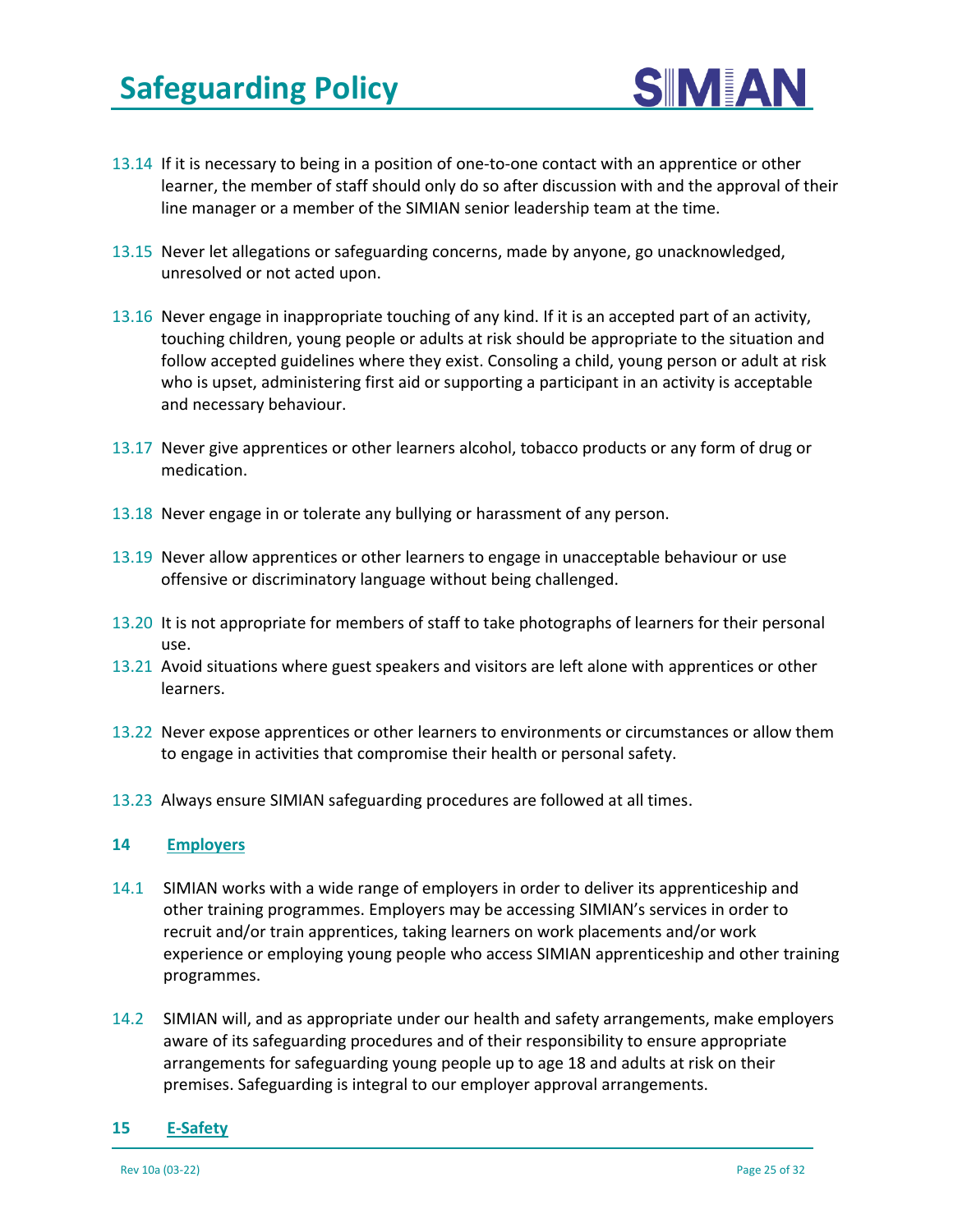13.14 If it is necessary to being in a position of one-to-one contact with an apprentice or other learner, the member of staff should only do so after discussion with and the approval of their line manager or a member of the SIMIAN senior leadership team at the time.

13.15 Never let allegations or safeguarding concerns, made by anyone, go unacknowledged, unresolved or not acted upon.

13.16 Never engage in inappropriate touching of any kind. If it is an accepted part of an activity, touching children, young people or adults at risk should be appropriate to the situation and follow accepted guidelines where they exist. Consoling a child, young person or adult at risk who is upset, administering first aid or supporting a participant in an activity is acceptable and necessary behaviour.

13.17 Never give apprentices or other learners alcohol, tobacco products or any form of drug or medication.

13.18 Never engage in or tolerate any bullying or harassment of any person.

13.19 Never allow apprentices or other learners to engage in unacceptable behaviour or use offensive or discriminatory language without being challenged.

13.20 It is not appropriate for members of staff to take photographs of learners for their personal use.

13.21 Avoid situations where guest speakers and visitors are left alone with apprentices or other learners.

13.22 Never expose apprentices or other learners to environments or circumstances or allow them to engage in activities that compromise their health or personal safety.

13.23 Always ensure SIMIAN safeguarding procedures are followed at all times.

## 14 Employers

14.1 SIMIAN works with a wide range of employers in order to deliver its apprenticeship and other training programmes. Employers may be accessing SIMIAN's services in order to recruit and/or train apprentices, taking learners on work placements and/or work experience or employing young people who access SIMIAN apprenticeship and other training programmes.

14.2 SIMIAN will, and as appropriate under our health and safety arrangements, make employers aware of its safeguarding procedures and of their responsibility to ensure appropriate arrangements for safeguarding young people up to age 18 and adults at risk on their premises. Safeguarding is integral to our employer approval arrangements.

## 15 E-Safety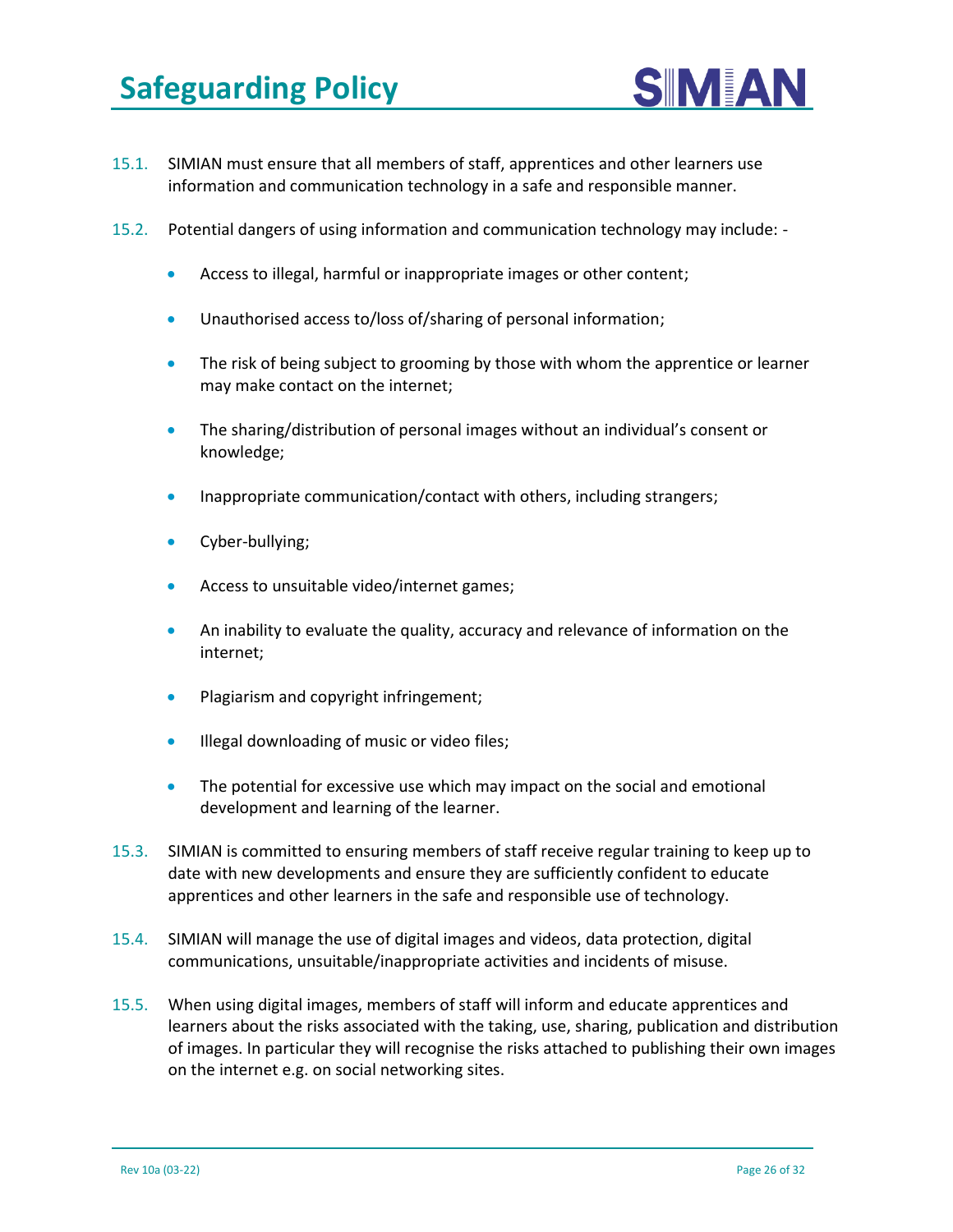15.1. SIMIAN must ensure that all members of staff, apprentices and other learners use information and communication technology in a safe and responsible manner.

15.2. Potential dangers of using information and communication technology may include: -

- Access to illegal, harmful or inappropriate images or other content;
- Unauthorised access to/loss of/sharing of personal information;
- The risk of being subject to grooming by those with whom the apprentice or learner may make contact on the internet;
- The sharing/distribution of personal images without an individual's consent or knowledge;
- Inappropriate communication/contact with others, including strangers;
- Cyber-bullying;
- Access to unsuitable video/internet games;
- An inability to evaluate the quality, accuracy and relevance of information on the internet;
- Plagiarism and copyright infringement;
- Illegal downloading of music or video files;
- The potential for excessive use which may impact on the social and emotional development and learning of the learner.

15.3. SIMIAN is committed to ensuring members of staff receive regular training to keep up to date with new developments and ensure they are sufficiently confident to educate apprentices and other learners in the safe and responsible use of technology.

15.4. SIMIAN will manage the use of digital images and videos, data protection, digital communications, unsuitable/inappropriate activities and incidents of misuse.

15.5. When using digital images, members of staff will inform and educate apprentices and learners about the risks associated with the taking, use, sharing, publication and distribution of images. In particular they will recognise the risks attached to publishing their own images on the internet e.g. on social networking sites.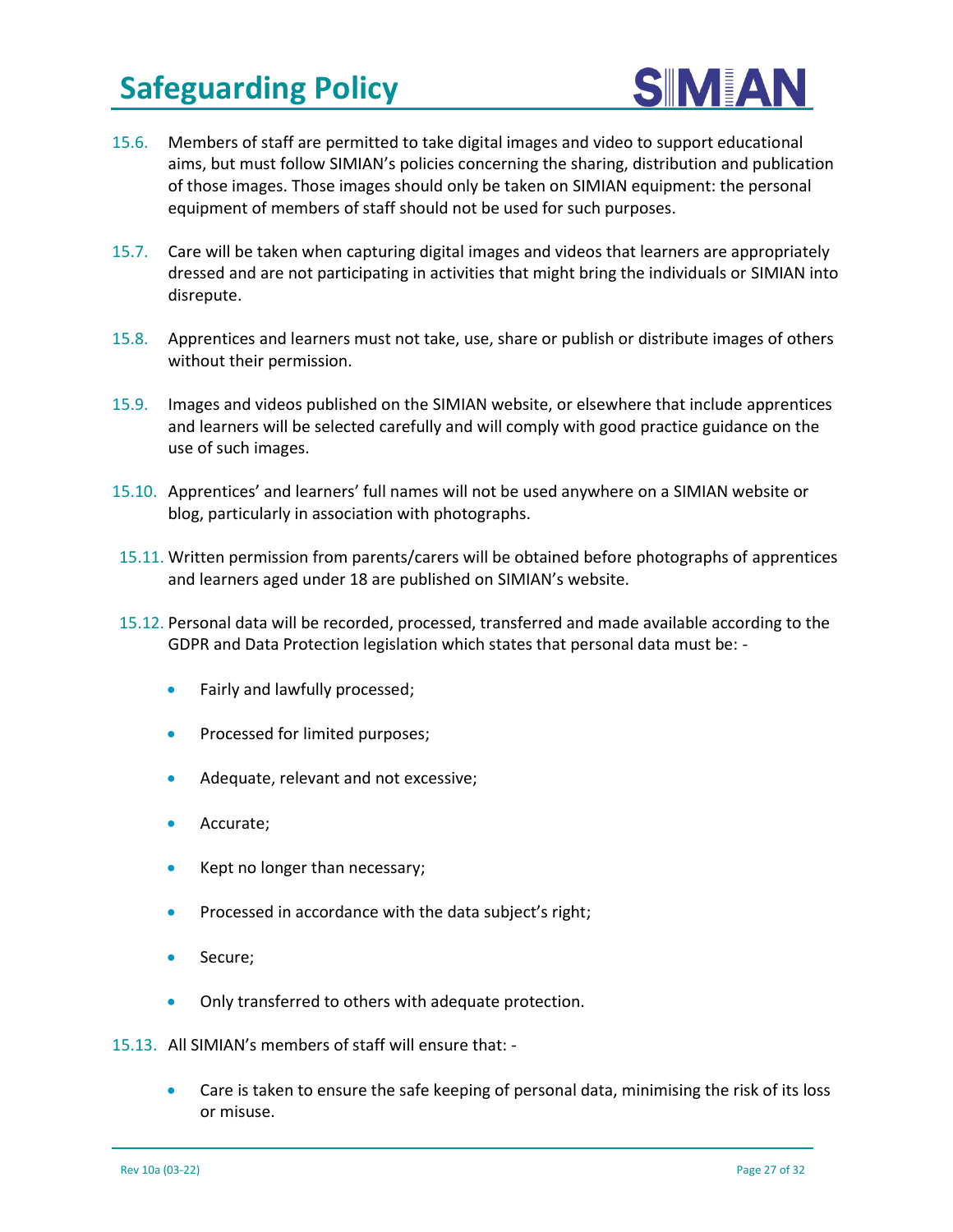15.6. Members of staff are permitted to take digital images and video to support educational aims, but must follow SIMIAN's policies concerning the sharing, distribution and publication of those images. Those images should only be taken on SIMIAN equipment: the personal equipment of members of staff should not be used for such purposes.

15.7. Care will be taken when capturing digital images and videos that learners are appropriately dressed and are not participating in activities that might bring the individuals or SIMIAN into disrepute.

15.8. Apprentices and learners must not take, use, share or publish or distribute images of others without their permission.

15.9. Images and videos published on the SIMIAN website, or elsewhere that include apprentices and learners will be selected carefully and will comply with good practice guidance on the use of such images.

15.10. Apprentices' and learners' full names will not be used anywhere on a SIMIAN website or blog, particularly in association with photographs.

15.11. Written permission from parents/carers will be obtained before photographs of apprentices and learners aged under 18 are published on SIMIAN's website.

15.12. Personal data will be recorded, processed, transferred and made available according to the GDPR and Data Protection legislation which states that personal data must be: -

- Fairly and lawfully processed;
- Processed for limited purposes;
- Adequate, relevant and not excessive;
- Accurate;
- Kept no longer than necessary;
- Processed in accordance with the data subject's right;
- Secure;
- Only transferred to others with adequate protection.

15.13. All SIMIAN's members of staff will ensure that: -

- Care is taken to ensure the safe keeping of personal data, minimising the risk of its loss or misuse.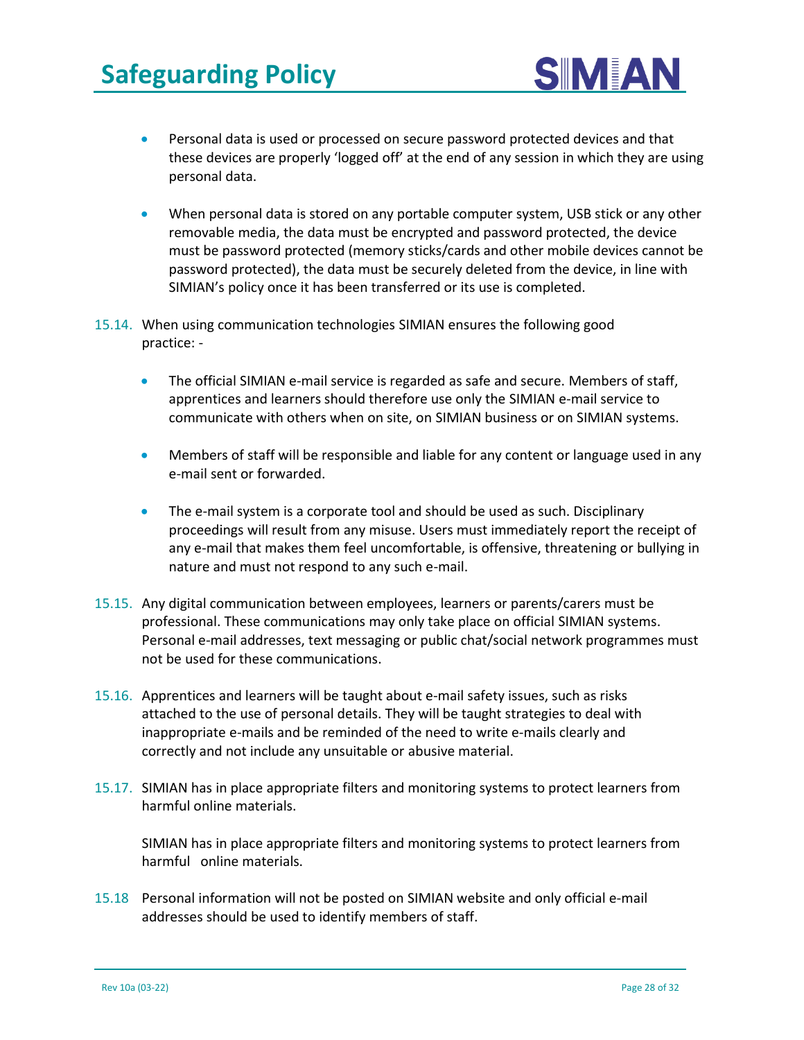- Personal data is used or processed on secure password protected devices and that these devices are properly 'logged off' at the end of any session in which they are using personal data.

- When personal data is stored on any portable computer system, USB stick or any other removable media, the data must be encrypted and password protected, the device must be password protected (memory sticks/cards and other mobile devices cannot be password protected), the data must be securely deleted from the device, in line with SIMIAN's policy once it has been transferred or its use is completed.

15.14. When using communication technologies SIMIAN ensures the following good practice: -

- The official SIMIAN e-mail service is regarded as safe and secure. Members of staff, apprentices and learners should therefore use only the SIMIAN e-mail service to communicate with others when on site, on SIMIAN business or on SIMIAN systems.

- Members of staff will be responsible and liable for any content or language used in any e-mail sent or forwarded.

- The e-mail system is a corporate tool and should be used as such. Disciplinary proceedings will result from any misuse. Users must immediately report the receipt of any e-mail that makes them feel uncomfortable, is offensive, threatening or bullying in nature and must not respond to any such e-mail.

15.15. Any digital communication between employees, learners or parents/carers must be professional. These communications may only take place on official SIMIAN systems. Personal e-mail addresses, text messaging or public chat/social network programmes must not be used for these communications.

15.16. Apprentices and learners will be taught about e-mail safety issues, such as risks attached to the use of personal details. They will be taught strategies to deal with inappropriate e-mails and be reminded of the need to write e-mails clearly and correctly and not include any unsuitable or abusive material.

15.17. SIMIAN has in place appropriate filters and monitoring systems to protect learners from harmful online materials.

SIMIAN has in place appropriate filters and monitoring systems to protect learners from harmful online materials.

15.18 Personal information will not be posted on SIMIAN website and only official e-mail addresses should be used to identify members of staff.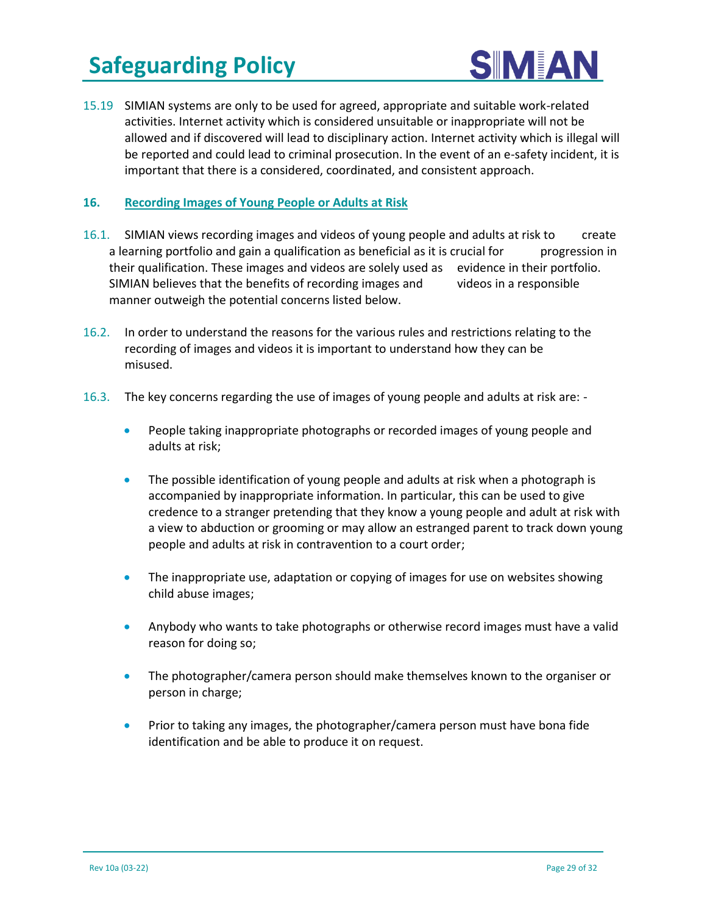15.19 SIMIAN systems are only to be used for agreed, appropriate and suitable work-related activities. Internet activity which is considered unsuitable or inappropriate will not be allowed and if discovered will lead to disciplinary action. Internet activity which is illegal will be reported and could lead to criminal prosecution. In the event of an e-safety incident, it is important that there is a considered, coordinated, and consistent approach.

## 16. Recording Images of Young People or Adults at Risk

16.1. SIMIAN views recording images and videos of young people and adults at risk to create a learning portfolio and gain a qualification as beneficial as it is crucial for progression in their qualification. These images and videos are solely used as evidence in their portfolio. SIMIAN believes that the benefits of recording images and videos in a responsible manner outweigh the potential concerns listed below.

16.2. In order to understand the reasons for the various rules and restrictions relating to the recording of images and videos it is important to understand how they can be misused.

16.3. The key concerns regarding the use of images of young people and adults at risk are: -

- People taking inappropriate photographs or recorded images of young people and adults at risk;
- The possible identification of young people and adults at risk when a photograph is accompanied by inappropriate information. In particular, this can be used to give credence to a stranger pretending that they know a young people and adult at risk with a view to abduction or grooming or may allow an estranged parent to track down young people and adults at risk in contravention to a court order;
- The inappropriate use, adaptation or copying of images for use on websites showing child abuse images;
- Anybody who wants to take photographs or otherwise record images must have a valid reason for doing so;
- The photographer/camera person should make themselves known to the organiser or person in charge;
- Prior to taking any images, the photographer/camera person must have bona fide identification and be able to produce it on request.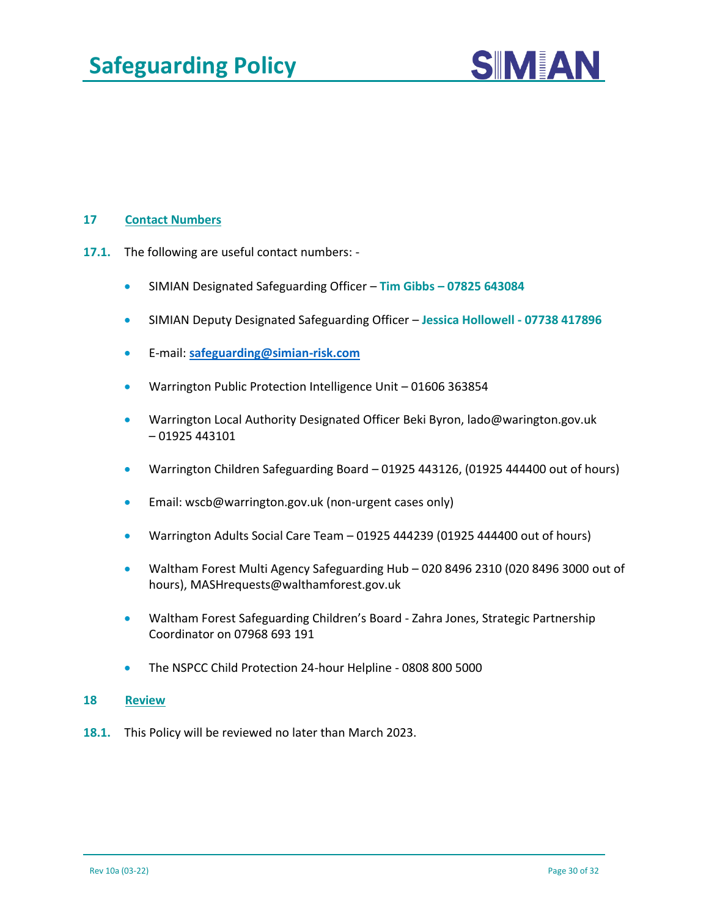## 17 Contact Numbers

**17.1.** The following are useful contact numbers: -

- SIMIAN Designated Safeguarding Officer – **Tim Gibbs – 07825 643084**
- SIMIAN Deputy Designated Safeguarding Officer – **Jessica Hollowell - 07738 417896**
- E-mail: **safeguarding@simian-risk.com**
- Warrington Public Protection Intelligence Unit – 01606 363854
- Warrington Local Authority Designated Officer Beki Byron, lado@warington.gov.uk – 01925 443101
- Warrington Children Safeguarding Board – 01925 443126, (01925 444400 out of hours)
- Email: wscb@warrington.gov.uk (non-urgent cases only)
- Warrington Adults Social Care Team – 01925 444239 (01925 444400 out of hours)
- Waltham Forest Multi Agency Safeguarding Hub – 020 8496 2310 (020 8496 3000 out of hours), MASHrequests@walthamforest.gov.uk
- Waltham Forest Safeguarding Children's Board - Zahra Jones, Strategic Partnership Coordinator on 07968 693 191
- The NSPCC Child Protection 24-hour Helpline - 0808 800 5000

## 18 Review

**18.1.** This Policy will be reviewed no later than March 2023.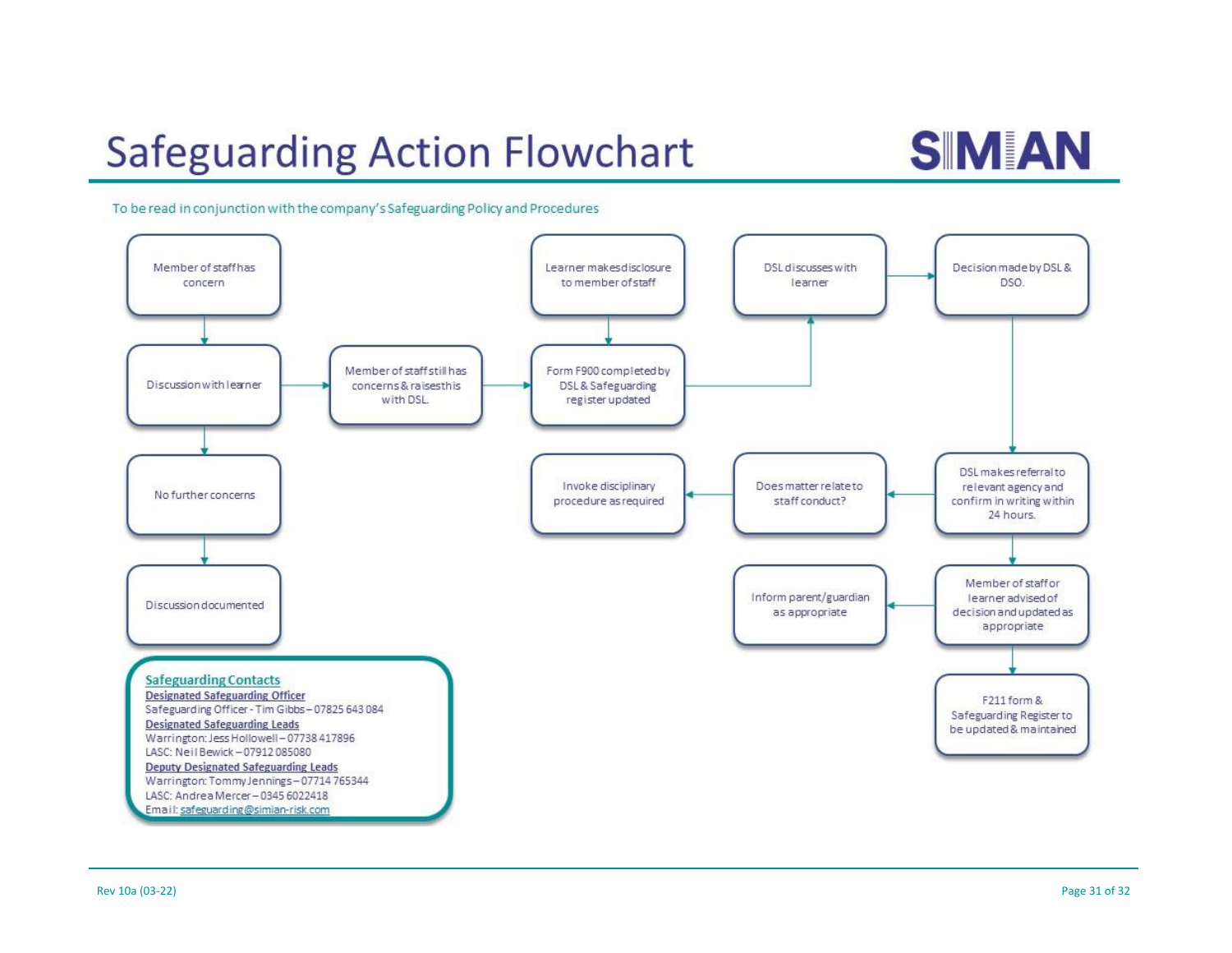# Safeguarding Action Flowchart

SIMIAN

To be read in conjunction with the company's Safeguarding Policy and Procedures

- Member of staff has concern
  - → Discussion with learner
    - → No further concerns → Discussion documented
    - → Member of staff still has concerns & raises this with DSL. → Form F900 completed by DSL & Safeguarding register updated

- Learner makes disclosure to member of staff → Form F900 completed by DSL & Safeguarding register updated

- Form F900 completed by DSL & Safeguarding register updated → DSL discusses with learner → Decision made by DSL & DSO.

- Decision made by DSL & DSO. → DSL makes referral to relevant agency and confirm in writing within 24 hours.
  - → Does matter relate to staff conduct? → Invoke disciplinary procedure as required
  - → Member of staff or learner advised of decision and updated as appropriate
    - → Inform parent/guardian as appropriate
    - → F211 form & Safeguarding Register to be updated & maintained

**Safeguarding Contacts**

**Designated Safeguarding Officer**
Safeguarding Officer - Tim Gibbs – 07825 643 084

**Designated Safeguarding Leads**
Warrington: Jess Hollowell – 07738 417896
LASC: Neil Bewick – 07912 085080

**Deputy Designated Safeguarding Leads**
Warrington: Tommy Jennings – 07714 765344
LASC: Andrea Mercer – 0345 6022418
Email: safeguarding@simian-risk.com

Rev 10a (03-22)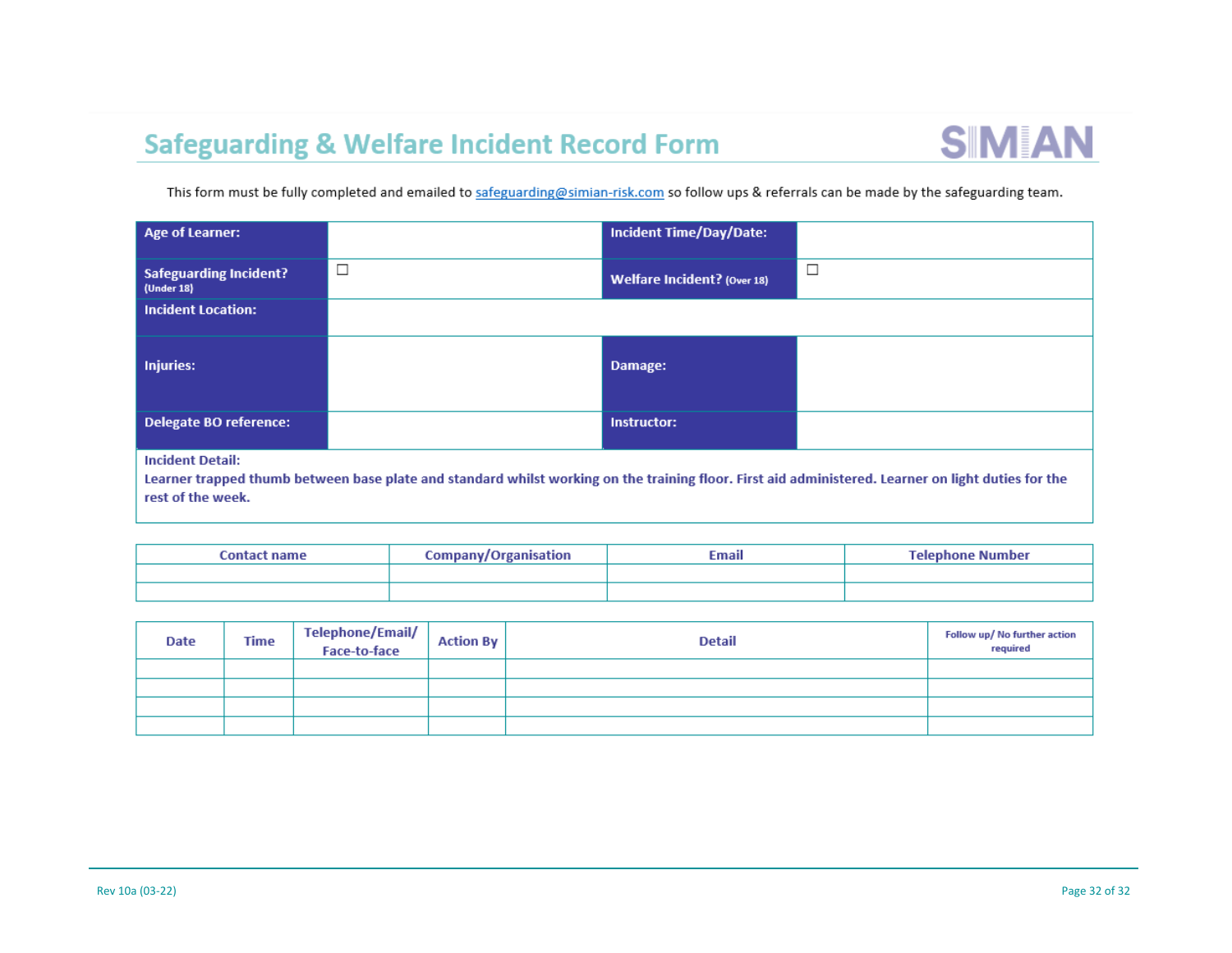# Safeguarding & Welfare Incident Record Form

SIMIAN

This form must be fully completed and emailed to safeguarding@simian-risk.com so follow ups & referrals can be made by the safeguarding team.

| | | | |
|---|---|---|---|
| **Age of Learner:** | | **Incident Time/Day/Date:** | |
| **Safeguarding Incident?** (Under 18) | ☐ | **Welfare Incident?** (Over 18) | ☐ |
| **Incident Location:** | | | |
| **Injuries:** | | **Damage:** | |
| **Delegate BO reference:** | | **Instructor:** | |

**Incident Detail:**
**Learner trapped thumb between base plate and standard whilst working on the training floor. First aid administered. Learner on light duties for the rest of the week.**

| Contact name | Company/Organisation | Email | Telephone Number |
|---|---|---|---|
| | | | |
| | | | |

| Date | Time | Telephone/Email/ Face-to-face | Action By | Detail | Follow up/ No further action required |
|---|---|---|---|---|---|
| | | | | | |
| | | | | | |
| | | | | | |
| | | | | | |

Rev 10a (03-22)